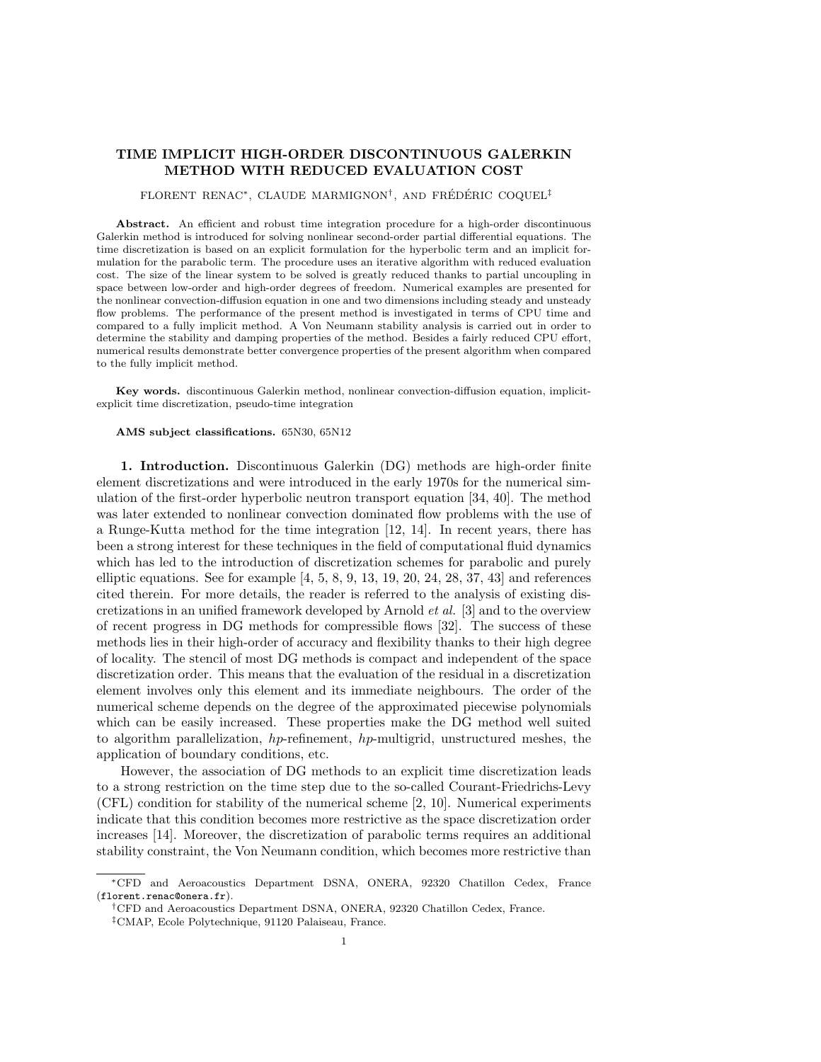# TIME IMPLICIT HIGH-ORDER DISCONTINUOUS GALERKIN METHOD WITH REDUCED EVALUATION COST

FLORENT RENAC[*], CLAUDE MARMIGNON[†], AND FRÉDÉRIC COQUEL[‡]

**Abstract.** An efficient and robust time integration procedure for a high-order discontinuous Galerkin method is introduced for solving nonlinear second-order partial differential equations. The time discretization is based on an explicit formulation for the hyperbolic term and an implicit formulation for the parabolic term. The procedure uses an iterative algorithm with reduced evaluation cost. The size of the linear system to be solved is greatly reduced thanks to partial uncoupling in space between low-order and high-order degrees of freedom. Numerical examples are presented for the nonlinear convection-diffusion equation in one and two dimensions including steady and unsteady flow problems. The performance of the present method is investigated in terms of CPU time and compared to a fully implicit method. A Von Neumann stability analysis is carried out in order to determine the stability and damping properties of the method. Besides a fairly reduced CPU effort, numerical results demonstrate better convergence properties of the present algorithm when compared to the fully implicit method.

**Key words.** discontinuous Galerkin method, nonlinear convection-diffusion equation, implicit-explicit time discretization, pseudo-time integration

**AMS subject classifications.** 65N30, 65N12

## 1. Introduction.

Discontinuous Galerkin (DG) methods are high-order finite element discretizations and were introduced in the early 1970s for the numerical simulation of the first-order hyperbolic neutron transport equation [34, 40]. The method was later extended to nonlinear convection dominated flow problems with the use of a Runge-Kutta method for the time integration [12, 14]. In recent years, there has been a strong interest for these techniques in the field of computational fluid dynamics which has led to the introduction of discretization schemes for parabolic and purely elliptic equations. See for example [4, 5, 8, 9, 13, 19, 20, 24, 28, 37, 43] and references cited therein. For more details, the reader is referred to the analysis of existing discretizations in an unified framework developed by Arnold *et al.* [3] and to the overview of recent progress in DG methods for compressible flows [32]. The success of these methods lies in their high-order of accuracy and flexibility thanks to their high degree of locality. The stencil of most DG methods is compact and independent of the space discretization order. This means that the evaluation of the residual in a discretization element involves only this element and its immediate neighbours. The order of the numerical scheme depends on the degree of the approximated piecewise polynomials which can be easily increased. These properties make the DG method well suited to algorithm parallelization, *hp*-refinement, *hp*-multigrid, unstructured meshes, the application of boundary conditions, etc.

However, the association of DG methods to an explicit time discretization leads to a strong restriction on the time step due to the so-called Courant-Friedrichs-Levy (CFL) condition for stability of the numerical scheme [2, 10]. Numerical experiments indicate that this condition becomes more restrictive as the space discretization order increases [14]. Moreover, the discretization of parabolic terms requires an additional stability constraint, the Von Neumann condition, which becomes more restrictive than

[*] CFD and Aeroacoustics Department DSNA, ONERA, 92320 Chatillon Cedex, France (florent.renac@onera.fr).

[†] CFD and Aeroacoustics Department DSNA, ONERA, 92320 Chatillon Cedex, France.

[‡] CMAP, Ecole Polytechnique, 91120 Palaiseau, France.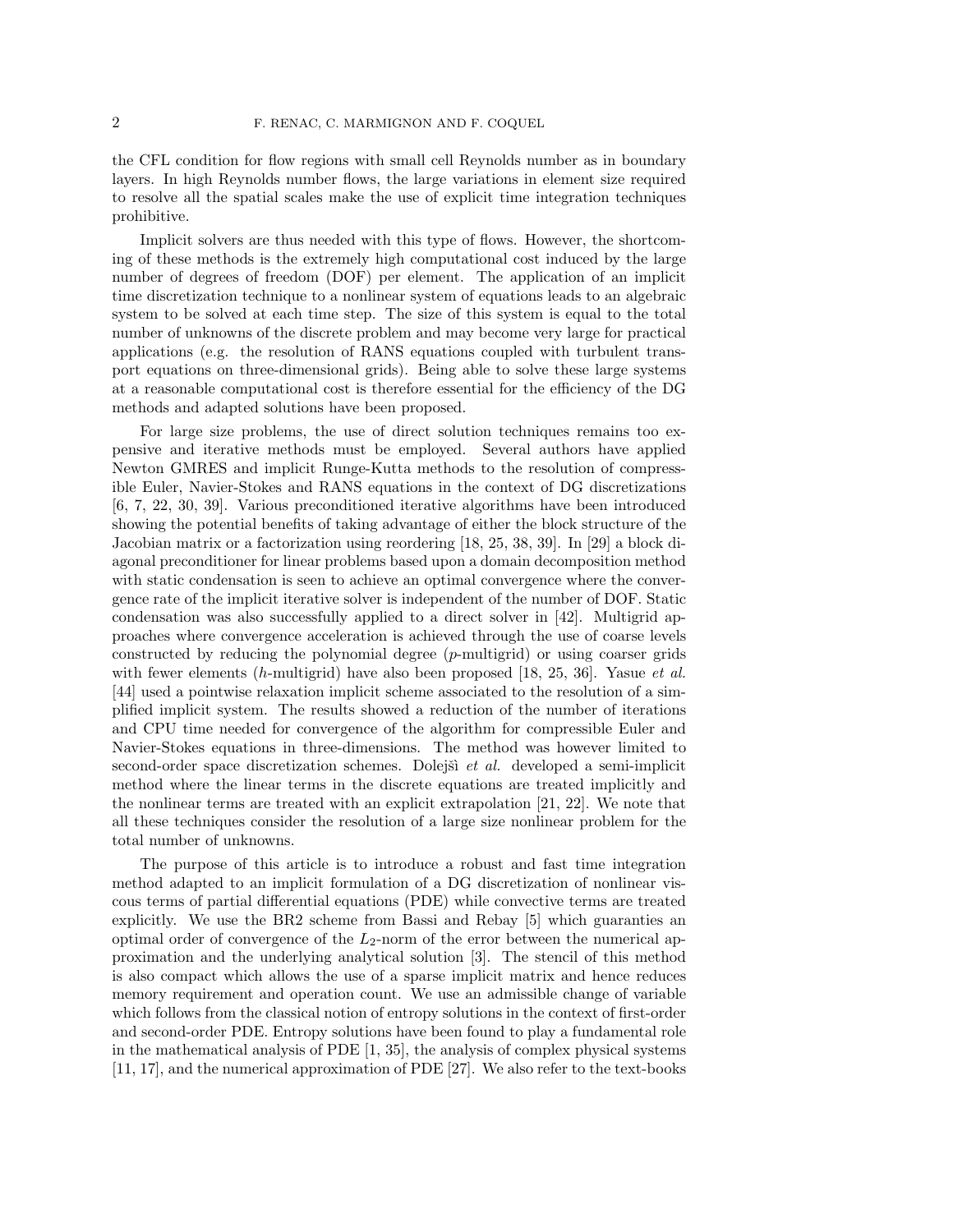the CFL condition for flow regions with small cell Reynolds number as in boundary layers. In high Reynolds number flows, the large variations in element size required to resolve all the spatial scales make the use of explicit time integration techniques prohibitive.

Implicit solvers are thus needed with this type of flows. However, the shortcoming of these methods is the extremely high computational cost induced by the large number of degrees of freedom (DOF) per element. The application of an implicit time discretization technique to a nonlinear system of equations leads to an algebraic system to be solved at each time step. The size of this system is equal to the total number of unknowns of the discrete problem and may become very large for practical applications (e.g. the resolution of RANS equations coupled with turbulent transport equations on three-dimensional grids). Being able to solve these large systems at a reasonable computational cost is therefore essential for the efficiency of the DG methods and adapted solutions have been proposed.

For large size problems, the use of direct solution techniques remains too expensive and iterative methods must be employed. Several authors have applied Newton GMRES and implicit Runge-Kutta methods to the resolution of compressible Euler, Navier-Stokes and RANS equations in the context of DG discretizations [6, 7, 22, 30, 39]. Various preconditioned iterative algorithms have been introduced showing the potential benefits of taking advantage of either the block structure of the Jacobian matrix or a factorization using reordering [18, 25, 38, 39]. In [29] a block diagonal preconditioner for linear problems based upon a domain decomposition method with static condensation is seen to achieve an optimal convergence where the convergence rate of the implicit iterative solver is independent of the number of DOF. Static condensation was also successfully applied to a direct solver in [42]. Multigrid approaches where convergence acceleration is achieved through the use of coarse levels constructed by reducing the polynomial degree ($p$-multigrid) or using coarser grids with fewer elements ($h$-multigrid) have also been proposed [18, 25, 36]. Yasue *et al.* [44] used a pointwise relaxation implicit scheme associated to the resolution of a simplified implicit system. The results showed a reduction of the number of iterations and CPU time needed for convergence of the algorithm for compressible Euler and Navier-Stokes equations in three-dimensions. The method was however limited to second-order space discretization schemes. Dolejšì *et al.* developed a semi-implicit method where the linear terms in the discrete equations are treated implicitly and the nonlinear terms are treated with an explicit extrapolation [21, 22]. We note that all these techniques consider the resolution of a large size nonlinear problem for the total number of unknowns.

The purpose of this article is to introduce a robust and fast time integration method adapted to an implicit formulation of a DG discretization of nonlinear viscous terms of partial differential equations (PDE) while convective terms are treated explicitly. We use the BR2 scheme from Bassi and Rebay [5] which guaranties an optimal order of convergence of the $L_2$-norm of the error between the numerical approximation and the underlying analytical solution [3]. The stencil of this method is also compact which allows the use of a sparse implicit matrix and hence reduces memory requirement and operation count. We use an admissible change of variable which follows from the classical notion of entropy solutions in the context of first-order and second-order PDE. Entropy solutions have been found to play a fundamental role in the mathematical analysis of PDE [1, 35], the analysis of complex physical systems [11, 17], and the numerical approximation of PDE [27]. We also refer to the text-books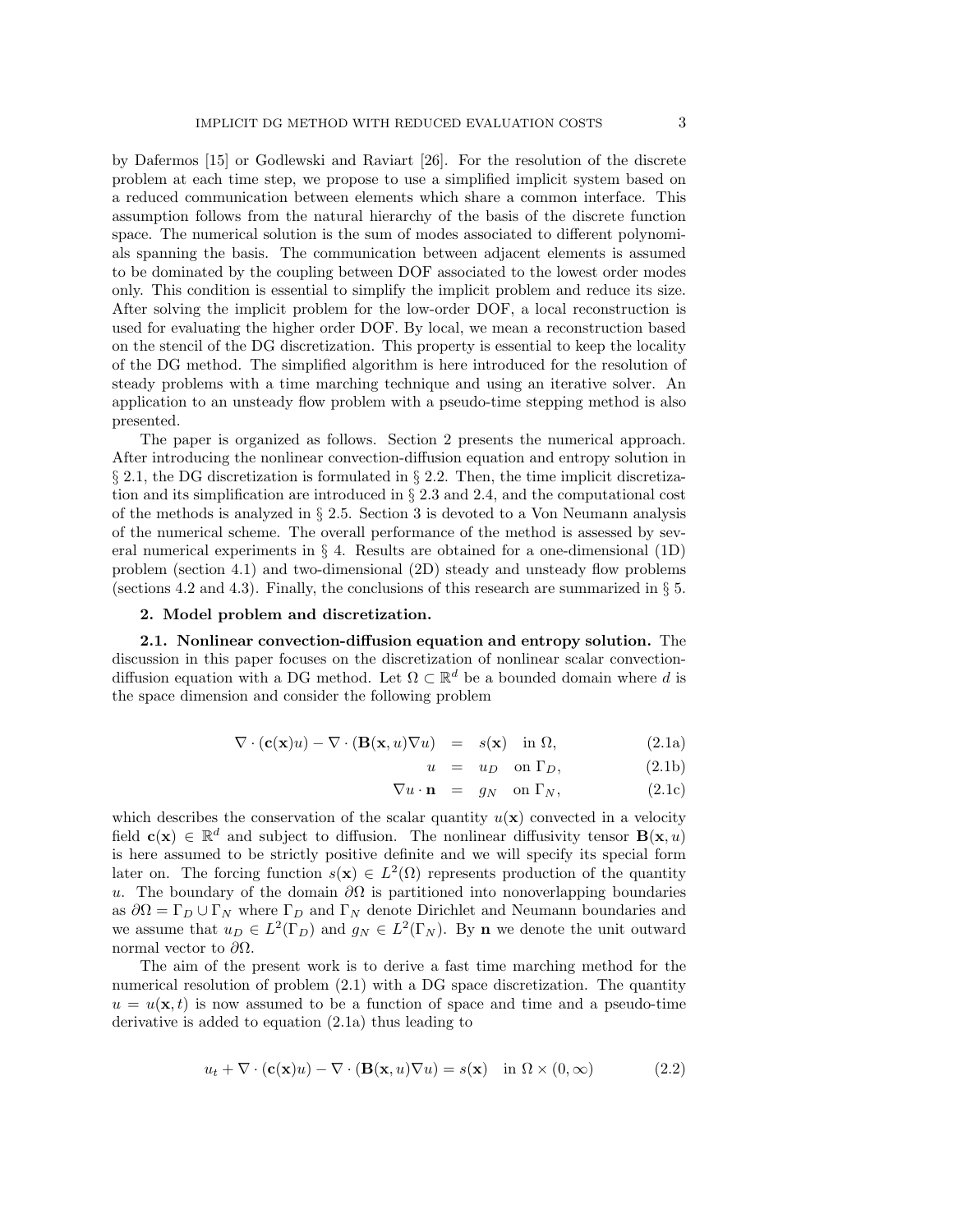by Dafermos [15] or Godlewski and Raviart [26]. For the resolution of the discrete problem at each time step, we propose to use a simplified implicit system based on a reduced communication between elements which share a common interface. This assumption follows from the natural hierarchy of the basis of the discrete function space. The numerical solution is the sum of modes associated to different polynomials spanning the basis. The communication between adjacent elements is assumed to be dominated by the coupling between DOF associated to the lowest order modes only. This condition is essential to simplify the implicit problem and reduce its size. After solving the implicit problem for the low-order DOF, a local reconstruction is used for evaluating the higher order DOF. By local, we mean a reconstruction based on the stencil of the DG discretization. This property is essential to keep the locality of the DG method. The simplified algorithm is here introduced for the resolution of steady problems with a time marching technique and using an iterative solver. An application to an unsteady flow problem with a pseudo-time stepping method is also presented.

The paper is organized as follows. Section 2 presents the numerical approach. After introducing the nonlinear convection-diffusion equation and entropy solution in § 2.1, the DG discretization is formulated in § 2.2. Then, the time implicit discretization and its simplification are introduced in § 2.3 and 2.4, and the computational cost of the methods is analyzed in § 2.5. Section 3 is devoted to a Von Neumann analysis of the numerical scheme. The overall performance of the method is assessed by several numerical experiments in § 4. Results are obtained for a one-dimensional (1D) problem (section 4.1) and two-dimensional (2D) steady and unsteady flow problems (sections 4.2 and 4.3). Finally, the conclusions of this research are summarized in § 5.

## 2. Model problem and discretization.

**2.1. Nonlinear convection-diffusion equation and entropy solution.** The discussion in this paper focuses on the discretization of nonlinear scalar convection-diffusion equation with a DG method. Let $\Omega \subset \mathbb{R}^d$ be a bounded domain where $d$ is the space dimension and consider the following problem

$$\nabla \cdot (\mathbf{c}(\mathbf{x})u) - \nabla \cdot (\mathbf{B}(\mathbf{x}, u)\nabla u) = s(\mathbf{x}) \quad \text{in } \Omega, \tag{2.1a}$$

$$u = u_D \quad \text{on } \Gamma_D, \tag{2.1b}$$

$$\nabla u \cdot \mathbf{n} = g_N \quad \text{on } \Gamma_N, \tag{2.1c}$$

which describes the conservation of the scalar quantity $u(\mathbf{x})$ convected in a velocity field $\mathbf{c}(\mathbf{x}) \in \mathbb{R}^d$ and subject to diffusion. The nonlinear diffusivity tensor $\mathbf{B}(\mathbf{x}, u)$ is here assumed to be strictly positive definite and we will specify its special form later on. The forcing function $s(\mathbf{x}) \in L^2(\Omega)$ represents production of the quantity $u$. The boundary of the domain $\partial\Omega$ is partitioned into nonoverlapping boundaries as $\partial\Omega = \Gamma_D \cup \Gamma_N$ where $\Gamma_D$ and $\Gamma_N$ denote Dirichlet and Neumann boundaries and we assume that $u_D \in L^2(\Gamma_D)$ and $g_N \in L^2(\Gamma_N)$. By $\mathbf{n}$ we denote the unit outward normal vector to $\partial\Omega$.

The aim of the present work is to derive a fast time marching method for the numerical resolution of problem (2.1) with a DG space discretization. The quantity $u = u(\mathbf{x}, t)$ is now assumed to be a function of space and time and a pseudo-time derivative is added to equation (2.1a) thus leading to

$$u_t + \nabla \cdot (\mathbf{c}(\mathbf{x})u) - \nabla \cdot (\mathbf{B}(\mathbf{x}, u)\nabla u) = s(\mathbf{x}) \quad \text{in } \Omega \times (0, \infty) \tag{2.2}$$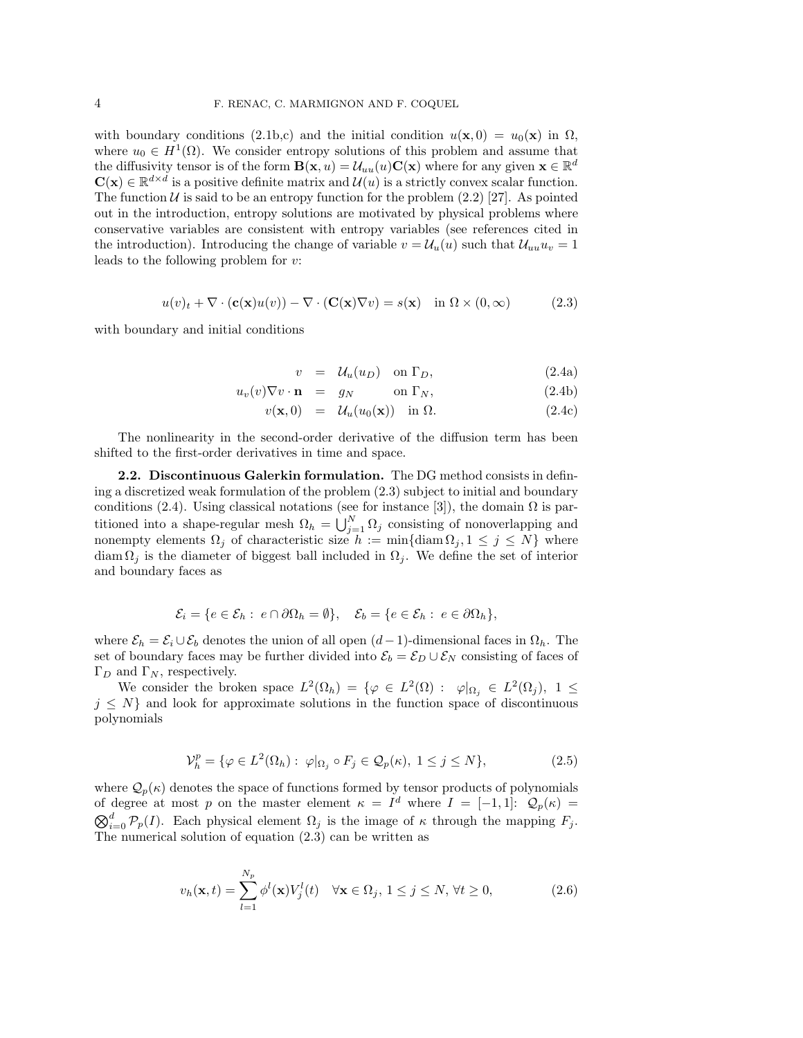with boundary conditions (2.1b,c) and the initial condition $u(\mathbf{x}, 0) = u_0(\mathbf{x})$ in $\Omega$, where $u_0 \in H^1(\Omega)$. We consider entropy solutions of this problem and assume that the diffusivity tensor is of the form $\mathbf{B}(\mathbf{x}, u) = \mathcal{U}_{uu}(u)\mathbf{C}(\mathbf{x})$ where for any given $\mathbf{x} \in \mathbb{R}^d$ $\mathbf{C}(\mathbf{x}) \in \mathbb{R}^{d\times d}$ is a positive definite matrix and $\mathcal{U}(u)$ is a strictly convex scalar function. The function $\mathcal{U}$ is said to be an entropy function for the problem (2.2) [27]. As pointed out in the introduction, entropy solutions are motivated by physical problems where conservative variables are consistent with entropy variables (see references cited in the introduction). Introducing the change of variable $v = \mathcal{U}_u(u)$ such that $\mathcal{U}_{uu}u_v = 1$ leads to the following problem for $v$:

$$u(v)_t + \nabla \cdot (\mathbf{c}(\mathbf{x})u(v)) - \nabla \cdot (\mathbf{C}(\mathbf{x})\nabla v) = s(\mathbf{x}) \quad \text{in } \Omega \times (0, \infty) \tag{2.3}$$

with boundary and initial conditions

$$v = \mathcal{U}_u(u_D) \quad \text{on } \Gamma_D, \tag{2.4a}$$

$$u_v(v)\nabla v \cdot \mathbf{n} = g_N \quad \text{on } \Gamma_N, \tag{2.4b}$$

$$v(\mathbf{x}, 0) = \mathcal{U}_u(u_0(\mathbf{x})) \quad \text{in } \Omega. \tag{2.4c}$$

The nonlinearity in the second-order derivative of the diffusion term has been shifted to the first-order derivatives in time and space.

**2.2. Discontinuous Galerkin formulation.** The DG method consists in defining a discretized weak formulation of the problem (2.3) subject to initial and boundary conditions (2.4). Using classical notations (see for instance [3]), the domain $\Omega$ is partitioned into a shape-regular mesh $\Omega_h = \bigcup_{j=1}^N \Omega_j$ consisting of nonoverlapping and nonempty elements $\Omega_j$ of characteristic size $h := \min\{\operatorname{diam}\Omega_j, 1 \leq j \leq N\}$ where $\operatorname{diam}\Omega_j$ is the diameter of biggest ball included in $\Omega_j$. We define the set of interior and boundary faces as

$$\mathcal{E}_i = \{e \in \mathcal{E}_h : \ e \cap \partial\Omega_h = \emptyset\}, \quad \mathcal{E}_b = \{e \in \mathcal{E}_h : \ e \in \partial\Omega_h\},$$

where $\mathcal{E}_h = \mathcal{E}_i \cup \mathcal{E}_b$ denotes the union of all open $(d-1)$-dimensional faces in $\Omega_h$. The set of boundary faces may be further divided into $\mathcal{E}_b = \mathcal{E}_D \cup \mathcal{E}_N$ consisting of faces of $\Gamma_D$ and $\Gamma_N$, respectively.

We consider the broken space $L^2(\Omega_h) = \{\varphi \in L^2(\Omega) : \ \varphi|_{\Omega_j} \in L^2(\Omega_j), \ 1 \leq j \leq N\}$ and look for approximate solutions in the function space of discontinuous polynomials

$$\mathcal{V}_h^p = \{\varphi \in L^2(\Omega_h) : \ \varphi|_{\Omega_j} \circ F_j \in \mathcal{Q}_p(\kappa), \ 1 \leq j \leq N\}, \tag{2.5}$$

where $\mathcal{Q}_p(\kappa)$ denotes the space of functions formed by tensor products of polynomials of degree at most $p$ on the master element $\kappa = I^d$ where $I = [-1, 1]$: $\mathcal{Q}_p(\kappa) = \bigotimes_{i=0}^d \mathcal{P}_p(I)$. Each physical element $\Omega_j$ is the image of $\kappa$ through the mapping $F_j$. The numerical solution of equation (2.3) can be written as

$$v_h(\mathbf{x}, t) = \sum_{l=1}^{N_p} \phi^l(\mathbf{x})V_j^l(t) \quad \forall \mathbf{x} \in \Omega_j, \ 1 \leq j \leq N, \ \forall t \geq 0, \tag{2.6}$$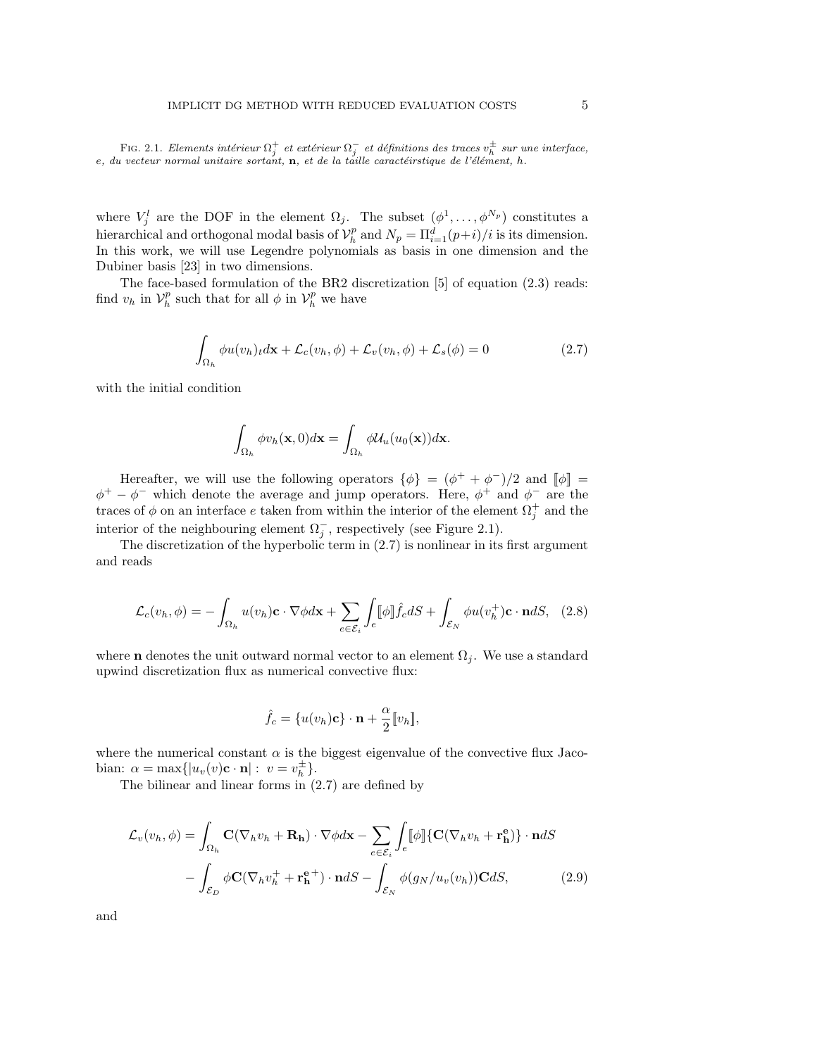FIG. 2.1. *Elements intérieur $\Omega_j^+$ et extérieur $\Omega_j^-$ et définitions des traces $v_h^\pm$ sur une interface, e, du vecteur normal unitaire sortant,* $\mathbf{n}$*, et de la taille caractéirstique de l'élément, h.*

where $V_j^l$ are the DOF in the element $\Omega_j$. The subset $(\phi^1, \ldots, \phi^{N_p})$ constitutes a hierarchical and orthogonal modal basis of $\mathcal{V}_h^p$ and $N_p = \Pi_{i=1}^d (p+i)/i$ is its dimension. In this work, we will use Legendre polynomials as basis in one dimension and the Dubiner basis [23] in two dimensions.

The face-based formulation of the BR2 discretization [5] of equation (2.3) reads: find $v_h$ in $\mathcal{V}_h^p$ such that for all $\phi$ in $\mathcal{V}_h^p$ we have

$$\int_{\Omega_h} \phi u(v_h)_t d\mathbf{x} + \mathcal{L}_c(v_h, \phi) + \mathcal{L}_v(v_h, \phi) + \mathcal{L}_s(\phi) = 0 \tag{2.7}$$

with the initial condition

$$\int_{\Omega_h} \phi v_h(\mathbf{x}, 0) d\mathbf{x} = \int_{\Omega_h} \phi \mathcal{U}_u(u_0(\mathbf{x})) d\mathbf{x}.$$

Hereafter, we will use the following operators $\{\phi\} = (\phi^+ + \phi^-)/2$ and $[\![\phi]\!] = \phi^+ - \phi^-$ which denote the average and jump operators. Here, $\phi^+$ and $\phi^-$ are the traces of $\phi$ on an interface $e$ taken from within the interior of the element $\Omega_j^+$ and the interior of the neighbouring element $\Omega_j^-$, respectively (see Figure 2.1).

The discretization of the hyperbolic term in (2.7) is nonlinear in its first argument and reads

$$\mathcal{L}_c(v_h, \phi) = -\int_{\Omega_h} u(v_h)\mathbf{c} \cdot \nabla \phi d\mathbf{x} + \sum_{e \in \mathcal{E}_i} \int_e [\![\phi]\!] \hat{f}_c dS + \int_{\mathcal{E}_N} \phi u(v_h^+)\mathbf{c} \cdot \mathbf{n} dS, \tag{2.8}$$

where $\mathbf{n}$ denotes the unit outward normal vector to an element $\Omega_j$. We use a standard upwind discretization flux as numerical convective flux:

$$\hat{f}_c = \{u(v_h)\mathbf{c}\} \cdot \mathbf{n} + \frac{\alpha}{2}[\![v_h]\!],$$

where the numerical constant $\alpha$ is the biggest eigenvalue of the convective flux Jacobian: $\alpha = \max\{|u_v(v)\mathbf{c} \cdot \mathbf{n}| : \ v = v_h^\pm\}$.

The bilinear and linear forms in (2.7) are defined by

$$\begin{aligned}
\mathcal{L}_v(v_h, \phi) = & \int_{\Omega_h} \mathbf{C}(\nabla_h v_h + \mathbf{R_h}) \cdot \nabla \phi d\mathbf{x} - \sum_{e \in \mathcal{E}_i} \int_e [\![\phi]\!] \{\mathbf{C}(\nabla_h v_h + \mathbf{r_h^e})\} \cdot \mathbf{n} dS \\
& - \int_{\mathcal{E}_D} \phi \mathbf{C}(\nabla_h v_h^+ + \mathbf{r_h^e}^+) \cdot \mathbf{n} dS - \int_{\mathcal{E}_N} \phi (g_N / u_v(v_h)) \mathbf{C} dS,
\end{aligned} \tag{2.9}$$

and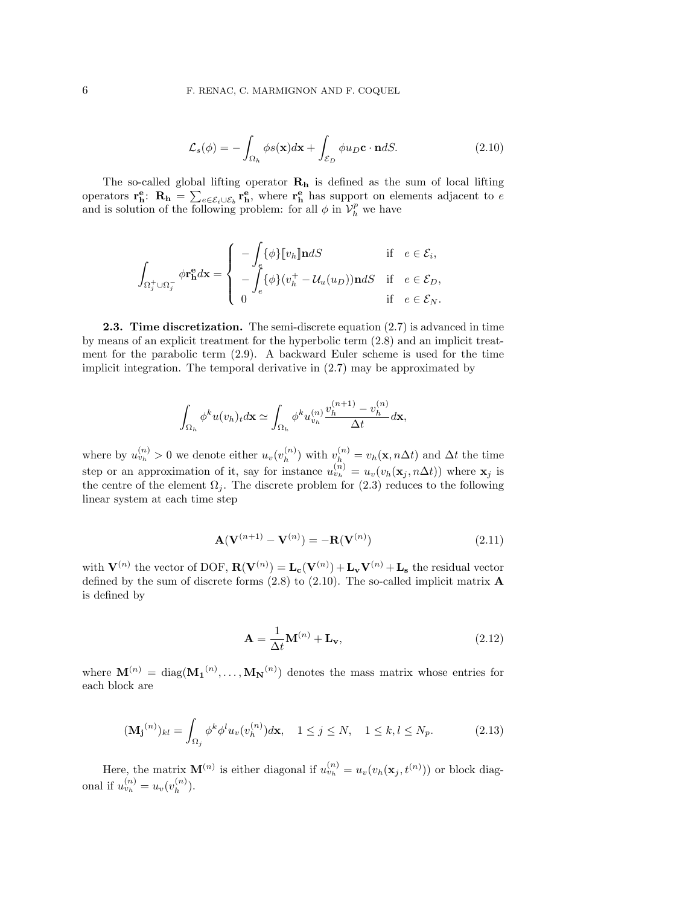$$\mathcal{L}_s(\phi) = -\int_{\Omega_h} \phi s(\mathbf{x}) d\mathbf{x} + \int_{\mathcal{E}_D} \phi u_D \mathbf{c}\cdot\mathbf{n} dS. \tag{2.10}$$

The so-called global lifting operator $\mathbf{R_h}$ is defined as the sum of local lifting operators $\mathbf{r_h^e}$: $\mathbf{R_h} = \sum_{e\in\mathcal{E}_i\cup\mathcal{E}_b} \mathbf{r_h^e}$, where $\mathbf{r_h^e}$ has support on elements adjacent to $e$ and is solution of the following problem: for all $\phi$ in $\mathcal{V}_h^p$ we have

$$\int_{\Omega_j^+\cup\Omega_j^-} \phi \mathbf{r_h^e} d\mathbf{x} = \begin{cases} -\displaystyle\int_e \{\phi\}[\![v_h]\!]\mathbf{n} dS & \text{if} \quad e\in\mathcal{E}_i, \\ -\displaystyle\int_e \{\phi\}(v_h^+ - \mathcal{U}_u(u_D))\mathbf{n} dS & \text{if} \quad e\in\mathcal{E}_D, \\ 0 & \text{if} \quad e\in\mathcal{E}_N. \end{cases}$$

**2.3. Time discretization.** The semi-discrete equation (2.7) is advanced in time by means of an explicit treatment for the hyperbolic term (2.8) and an implicit treatment for the parabolic term (2.9). A backward Euler scheme is used for the time implicit integration. The temporal derivative in (2.7) may be approximated by

$$\int_{\Omega_h} \phi^k u(v_h)_t d\mathbf{x} \simeq \int_{\Omega_h} \phi^k u_{v_h}^{(n)} \frac{v_h^{(n+1)} - v_h^{(n)}}{\Delta t} d\mathbf{x},$$

where by $u_{v_h}^{(n)} > 0$ we denote either $u_v(v_h^{(n)})$ with $v_h^{(n)} = v_h(\mathbf{x}, n\Delta t)$ and $\Delta t$ the time step or an approximation of it, say for instance $u_{v_h}^{(n)} = u_v(v_h(\mathbf{x}_j, n\Delta t))$ where $\mathbf{x}_j$ is the centre of the element $\Omega_j$. The discrete problem for (2.3) reduces to the following linear system at each time step

$$\mathbf{A}(\mathbf{V}^{(n+1)} - \mathbf{V}^{(n)}) = -\mathbf{R}(\mathbf{V}^{(n)}) \tag{2.11}$$

with $\mathbf{V}^{(n)}$ the vector of DOF, $\mathbf{R}(\mathbf{V}^{(n)}) = \mathbf{L_c}(\mathbf{V}^{(n)}) + \mathbf{L_v}\mathbf{V}^{(n)} + \mathbf{L_s}$ the residual vector defined by the sum of discrete forms (2.8) to (2.10). The so-called implicit matrix $\mathbf{A}$ is defined by

$$\mathbf{A} = \frac{1}{\Delta t}\mathbf{M}^{(n)} + \mathbf{L_v}, \tag{2.12}$$

where $\mathbf{M}^{(n)} = \text{diag}(\mathbf{M_1}^{(n)}, \ldots, \mathbf{M_N}^{(n)})$ denotes the mass matrix whose entries for each block are

$$(\mathbf{M_j}^{(n)})_{kl} = \int_{\Omega_j} \phi^k \phi^l u_v(v_h^{(n)}) d\mathbf{x}, \quad 1\leq j\leq N, \quad 1\leq k,l\leq N_p. \tag{2.13}$$

Here, the matrix $\mathbf{M}^{(n)}$ is either diagonal if $u_{v_h}^{(n)} = u_v(v_h(\mathbf{x}_j, t^{(n)}))$ or block diagonal if $u_{v_h}^{(n)} = u_v(v_h^{(n)})$.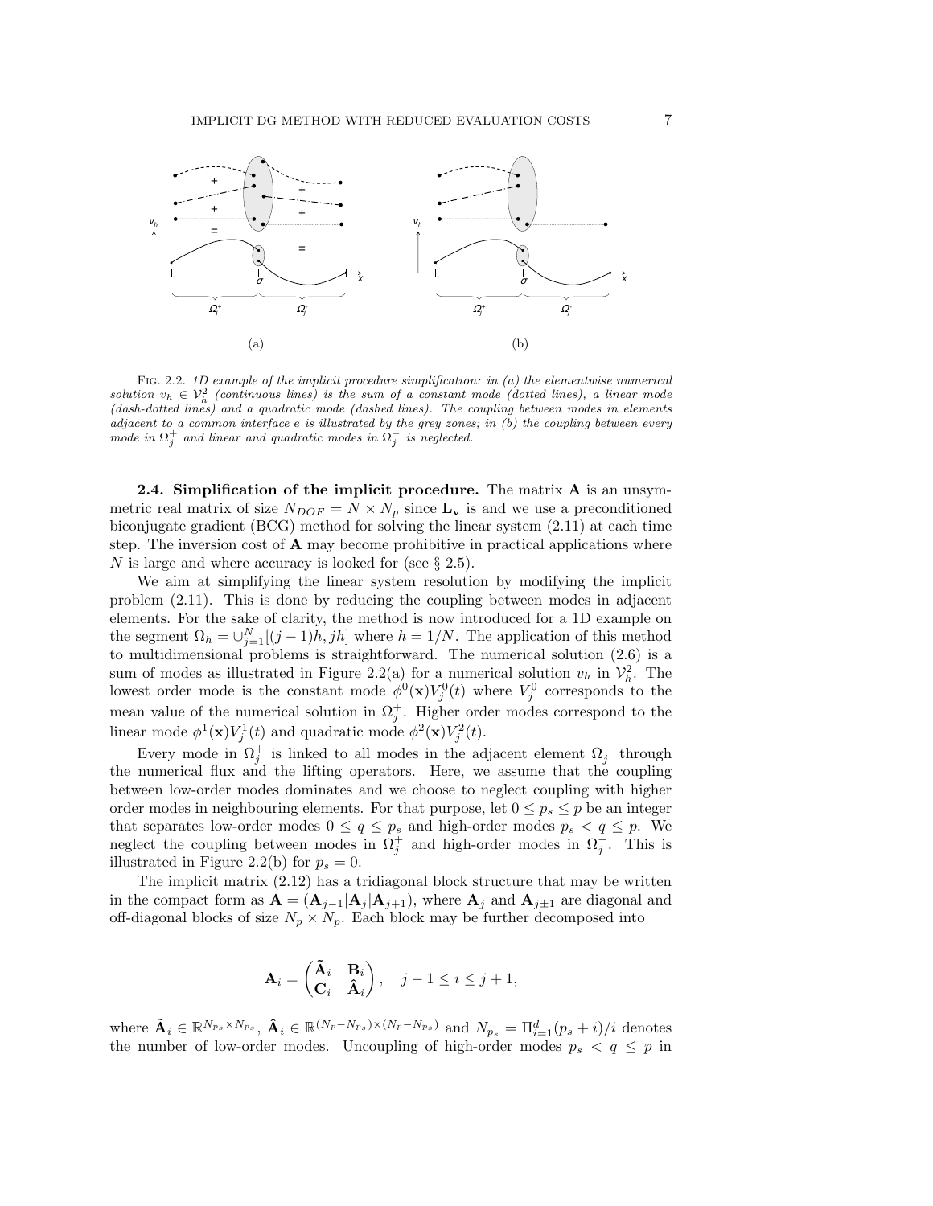Fig. 2.2. *1D example of the implicit procedure simplification: in (a) the elementwise numerical solution $v_h \in \mathcal{V}_h^2$ (continuous lines) is the sum of a constant mode (dotted lines), a linear mode (dash-dotted lines) and a quadratic mode (dashed lines). The coupling between modes in elements adjacent to a common interface e is illustrated by the grey zones; in (b) the coupling between every mode in $\Omega_j^+$ and linear and quadratic modes in $\Omega_j^-$ is neglected.*

**2.4. Simplification of the implicit procedure.** The matrix $\mathbf{A}$ is an unsymmetric real matrix of size $N_{DOF} = N \times N_p$ since $\mathbf{L_v}$ is and we use a preconditioned biconjugate gradient (BCG) method for solving the linear system (2.11) at each time step. The inversion cost of $\mathbf{A}$ may become prohibitive in practical applications where $N$ is large and where accuracy is looked for (see § 2.5).

We aim at simplifying the linear system resolution by modifying the implicit problem (2.11). This is done by reducing the coupling between modes in adjacent elements. For the sake of clarity, the method is now introduced for a 1D example on the segment $\Omega_h = \cup_{j=1}^N [(j-1)h, jh]$ where $h = 1/N$. The application of this method to multidimensional problems is straightforward. The numerical solution (2.6) is a sum of modes as illustrated in Figure 2.2(a) for a numerical solution $v_h$ in $\mathcal{V}_h^2$. The lowest order mode is the constant mode $\phi^0(\mathbf{x})V_j^0(t)$ where $V_j^0$ corresponds to the mean value of the numerical solution in $\Omega_j^+$. Higher order modes correspond to the linear mode $\phi^1(\mathbf{x})V_j^1(t)$ and quadratic mode $\phi^2(\mathbf{x})V_j^2(t)$.

Every mode in $\Omega_j^+$ is linked to all modes in the adjacent element $\Omega_j^-$ through the numerical flux and the lifting operators. Here, we assume that the coupling between low-order modes dominates and we choose to neglect coupling with higher order modes in neighbouring elements. For that purpose, let $0 \le p_s \le p$ be an integer that separates low-order modes $0 \le q \le p_s$ and high-order modes $p_s < q \le p$. We neglect the coupling between modes in $\Omega_j^+$ and high-order modes in $\Omega_j^-$. This is illustrated in Figure 2.2(b) for $p_s = 0$.

The implicit matrix (2.12) has a tridiagonal block structure that may be written in the compact form as $\mathbf{A} = (\mathbf{A}_{j-1}|\mathbf{A}_j|\mathbf{A}_{j+1})$, where $\mathbf{A}_j$ and $\mathbf{A}_{j\pm1}$ are diagonal and off-diagonal blocks of size $N_p \times N_p$. Each block may be further decomposed into

$$\mathbf{A}_i = \begin{pmatrix} \tilde{\mathbf{A}}_i & \mathbf{B}_i \\ \mathbf{C}_i & \hat{\mathbf{A}}_i \end{pmatrix}, \quad j-1 \le i \le j+1,$$

where $\tilde{\mathbf{A}}_i \in \mathbb{R}^{N_{p_s} \times N_{p_s}}$, $\hat{\mathbf{A}}_i \in \mathbb{R}^{(N_p - N_{p_s}) \times (N_p - N_{p_s})}$ and $N_{p_s} = \Pi_{i=1}^d (p_s + i)/i$ denotes the number of low-order modes. Uncoupling of high-order modes $p_s < q \le p$ in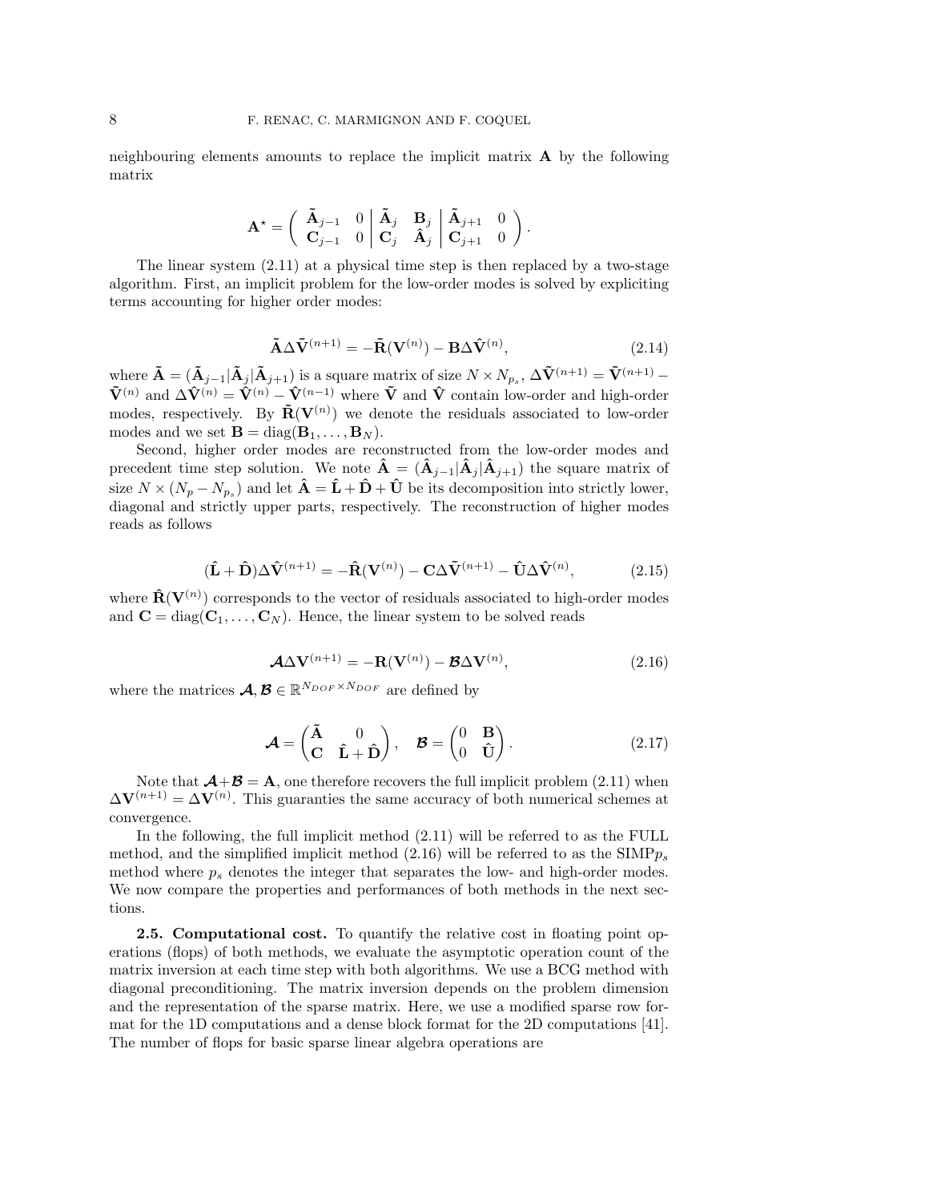neighbouring elements amounts to replace the implicit matrix $\mathbf{A}$ by the following matrix

$$\mathbf{A}^{\star} = \left( \begin{array}{cc|cc|cc} \tilde{\mathbf{A}}_{j-1} & 0 & \tilde{\mathbf{A}}_{j} & \mathbf{B}_{j} & \tilde{\mathbf{A}}_{j+1} & 0 \\ \mathbf{C}_{j-1} & 0 & \mathbf{C}_{j} & \hat{\mathbf{A}}_{j} & \mathbf{C}_{j+1} & 0 \end{array} \right).$$

The linear system (2.11) at a physical time step is then replaced by a two-stage algorithm. First, an implicit problem for the low-order modes is solved by expliciting terms accounting for higher order modes:

$$\tilde{\mathbf{A}}\Delta\tilde{\mathbf{V}}^{(n+1)} = -\tilde{\mathbf{R}}(\mathbf{V}^{(n)}) - \mathbf{B}\Delta\hat{\mathbf{V}}^{(n)}, \tag{2.14}$$

where $\tilde{\mathbf{A}} = (\tilde{\mathbf{A}}_{j-1}|\tilde{\mathbf{A}}_{j}|\tilde{\mathbf{A}}_{j+1})$ is a square matrix of size $N \times N_{p_s}$, $\Delta\tilde{\mathbf{V}}^{(n+1)} = \tilde{\mathbf{V}}^{(n+1)} - \tilde{\mathbf{V}}^{(n)}$ and $\Delta\hat{\mathbf{V}}^{(n)} = \hat{\mathbf{V}}^{(n)} - \hat{\mathbf{V}}^{(n-1)}$ where $\tilde{\mathbf{V}}$ and $\hat{\mathbf{V}}$ contain low-order and high-order modes, respectively. By $\tilde{\mathbf{R}}(\mathbf{V}^{(n)})$ we denote the residuals associated to low-order modes and we set $\mathbf{B} = \mathrm{diag}(\mathbf{B}_1, \ldots, \mathbf{B}_N)$.

Second, higher order modes are reconstructed from the low-order modes and precedent time step solution. We note $\hat{\mathbf{A}} = (\hat{\mathbf{A}}_{j-1}|\hat{\mathbf{A}}_{j}|\hat{\mathbf{A}}_{j+1})$ the square matrix of size $N \times (N_p - N_{p_s})$ and let $\hat{\mathbf{A}} = \hat{\mathbf{L}} + \hat{\mathbf{D}} + \hat{\mathbf{U}}$ be its decomposition into strictly lower, diagonal and strictly upper parts, respectively. The reconstruction of higher modes reads as follows

$$(\hat{\mathbf{L}} + \hat{\mathbf{D}})\Delta\hat{\mathbf{V}}^{(n+1)} = -\hat{\mathbf{R}}(\mathbf{V}^{(n)}) - \mathbf{C}\Delta\tilde{\mathbf{V}}^{(n+1)} - \hat{\mathbf{U}}\Delta\hat{\mathbf{V}}^{(n)}, \tag{2.15}$$

where $\hat{\mathbf{R}}(\mathbf{V}^{(n)})$ corresponds to the vector of residuals associated to high-order modes and $\mathbf{C} = \mathrm{diag}(\mathbf{C}_1, \ldots, \mathbf{C}_N)$. Hence, the linear system to be solved reads

$$\boldsymbol{\mathcal{A}}\Delta\mathbf{V}^{(n+1)} = -\mathbf{R}(\mathbf{V}^{(n)}) - \boldsymbol{\mathcal{B}}\Delta\mathbf{V}^{(n)}, \tag{2.16}$$

where the matrices $\boldsymbol{\mathcal{A}}, \boldsymbol{\mathcal{B}} \in \mathbb{R}^{N_{DOF} \times N_{DOF}}$ are defined by

$$\boldsymbol{\mathcal{A}} = \begin{pmatrix} \tilde{\mathbf{A}} & 0 \\ \mathbf{C} & \hat{\mathbf{L}} + \hat{\mathbf{D}} \end{pmatrix}, \quad \boldsymbol{\mathcal{B}} = \begin{pmatrix} 0 & \mathbf{B} \\ 0 & \hat{\mathbf{U}} \end{pmatrix}. \tag{2.17}$$

Note that $\boldsymbol{\mathcal{A}} + \boldsymbol{\mathcal{B}} = \mathbf{A}$, one therefore recovers the full implicit problem (2.11) when $\Delta\mathbf{V}^{(n+1)} = \Delta\mathbf{V}^{(n)}$. This guaranties the same accuracy of both numerical schemes at convergence.

In the following, the full implicit method (2.11) will be referred to as the FULL method, and the simplified implicit method (2.16) will be referred to as the SIMP$p_s$ method where $p_s$ denotes the integer that separates the low- and high-order modes. We now compare the properties and performances of both methods in the next sections.

**2.5. Computational cost.** To quantify the relative cost in floating point operations (flops) of both methods, we evaluate the asymptotic operation count of the matrix inversion at each time step with both algorithms. We use a BCG method with diagonal preconditioning. The matrix inversion depends on the problem dimension and the representation of the sparse matrix. Here, we use a modified sparse row format for the 1D computations and a dense block format for the 2D computations [41]. The number of flops for basic sparse linear algebra operations are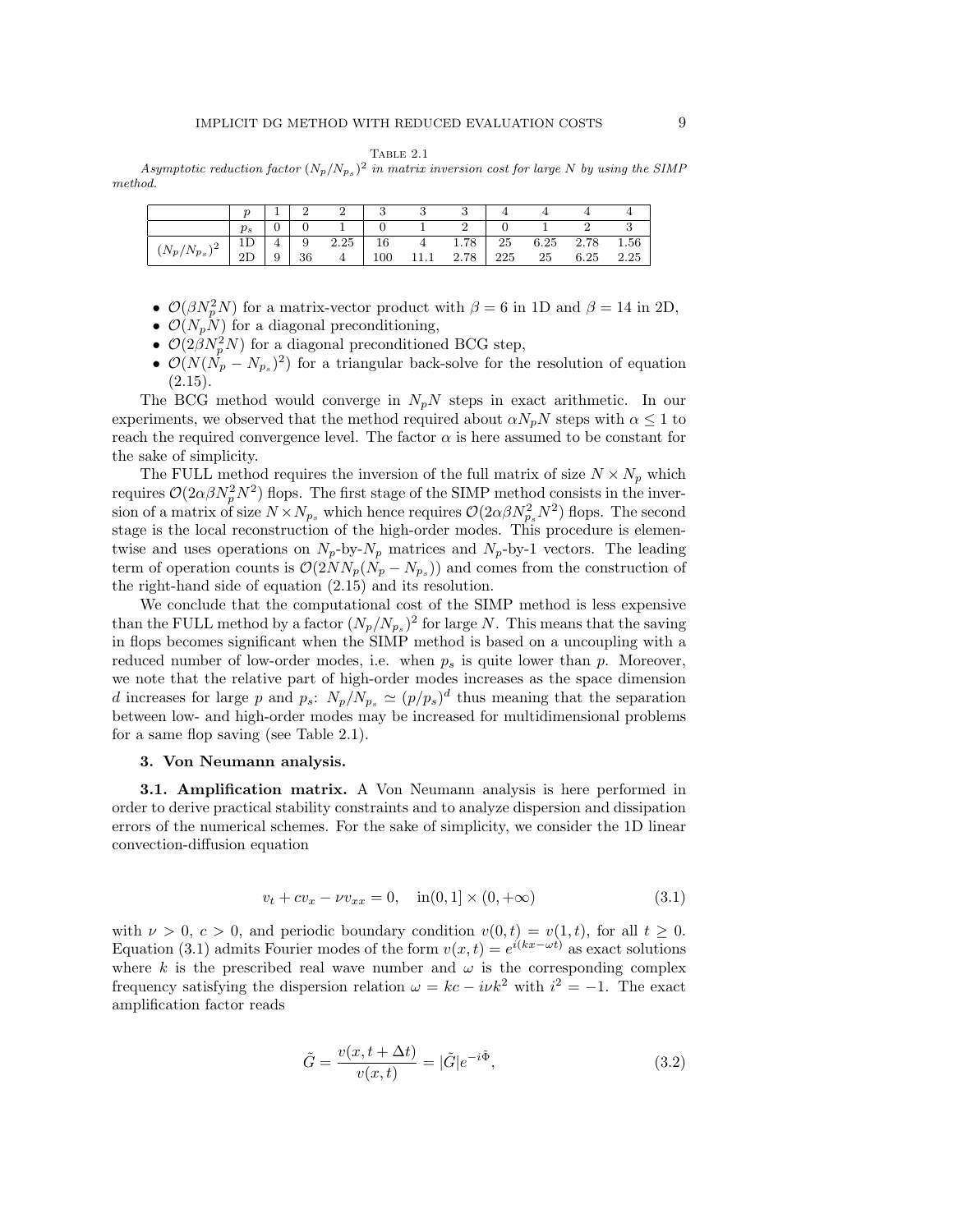Table 2.1
*Asymptotic reduction factor $(N_p/N_{p_s})^2$ in matrix inversion cost for large $N$ by using the SIMP method.*

| | $p$ | 1 | 2 | 2 | 3 | 3 | 3 | 4 | 4 | 4 | 4 |
|---|---|---|---|---|---|---|---|---|---|---|---|
| | $p_s$ | 0 | 0 | 1 | 0 | 1 | 2 | 0 | 1 | 2 | 3 |
| $(N_p/N_{p_s})^2$ | 1D | 4 | 9 | 2.25 | 16 | 4 | 1.78 | 25 | 6.25 | 2.78 | 1.56 |
| | 2D | 9 | 36 | 4 | 100 | 11.1 | 2.78 | 225 | 25 | 6.25 | 2.25 |

- $\mathcal{O}(\beta N_p^2 N)$ for a matrix-vector product with $\beta = 6$ in 1D and $\beta = 14$ in 2D,
- $\mathcal{O}(N_p N)$ for a diagonal preconditioning,
- $\mathcal{O}(2\beta N_p^2 N)$ for a diagonal preconditioned BCG step,
- $\mathcal{O}(N(N_p - N_{p_s})^2)$ for a triangular back-solve for the resolution of equation (2.15).

The BCG method would converge in $N_p N$ steps in exact arithmetic. In our experiments, we observed that the method required about $\alpha N_p N$ steps with $\alpha \leq 1$ to reach the required convergence level. The factor $\alpha$ is here assumed to be constant for the sake of simplicity.

The FULL method requires the inversion of the full matrix of size $N \times N_p$ which requires $\mathcal{O}(2\alpha\beta N_p^2 N^2)$ flops. The first stage of the SIMP method consists in the inversion of a matrix of size $N \times N_{p_s}$ which hence requires $\mathcal{O}(2\alpha\beta N_{p_s}^2 N^2)$ flops. The second stage is the local reconstruction of the high-order modes. This procedure is elementwise and uses operations on $N_p$-by-$N_p$ matrices and $N_p$-by-1 vectors. The leading term of operation counts is $\mathcal{O}(2NN_p(N_p - N_{p_s}))$ and comes from the construction of the right-hand side of equation (2.15) and its resolution.

We conclude that the computational cost of the SIMP method is less expensive than the FULL method by a factor $(N_p/N_{p_s})^2$ for large $N$. This means that the saving in flops becomes significant when the SIMP method is based on a uncoupling with a reduced number of low-order modes, i.e. when $p_s$ is quite lower than $p$. Moreover, we note that the relative part of high-order modes increases as the space dimension $d$ increases for large $p$ and $p_s$: $N_p/N_{p_s} \simeq (p/p_s)^d$ thus meaning that the separation between low- and high-order modes may be increased for multidimensional problems for a same flop saving (see Table 2.1).

## 3. Von Neumann analysis.

### 3.1. Amplification matrix.

A Von Neumann analysis is here performed in order to derive practical stability constraints and to analyze dispersion and dissipation errors of the numerical schemes. For the sake of simplicity, we consider the 1D linear convection-diffusion equation

$$v_t + cv_x - \nu v_{xx} = 0, \quad \text{in}(0, 1] \times (0, +\infty) \tag{3.1}$$

with $\nu > 0$, $c > 0$, and periodic boundary condition $v(0,t) = v(1,t)$, for all $t \geq 0$. Equation (3.1) admits Fourier modes of the form $v(x,t) = e^{i(kx - \omega t)}$ as exact solutions where $k$ is the prescribed real wave number and $\omega$ is the corresponding complex frequency satisfying the dispersion relation $\omega = kc - i\nu k^2$ with $i^2 = -1$. The exact amplification factor reads

$$\tilde{G} = \frac{v(x, t + \Delta t)}{v(x,t)} = |\tilde{G}|e^{-i\tilde{\Phi}}, \tag{3.2}$$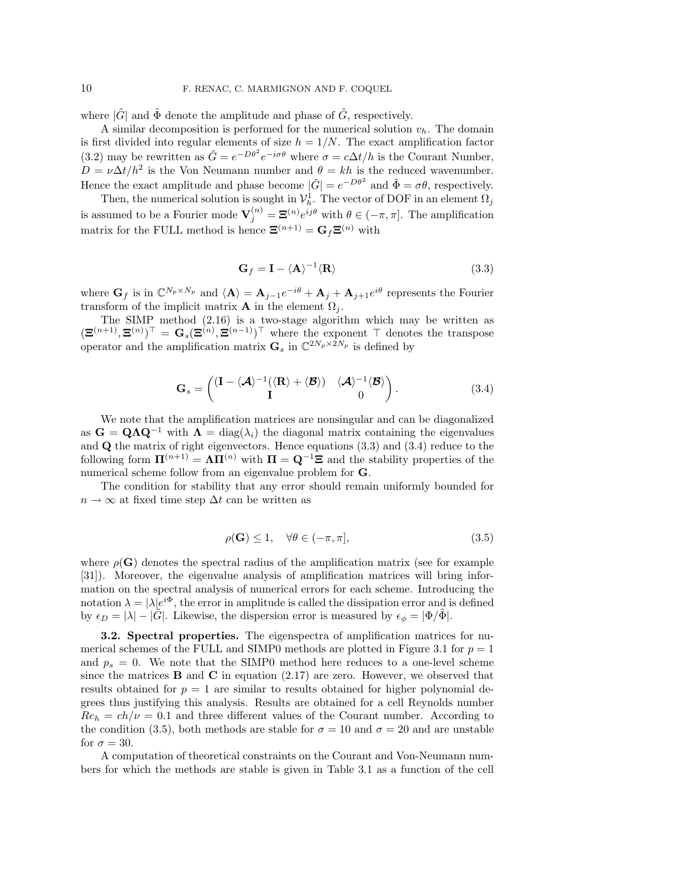where $|\tilde{G}|$ and $\tilde{\Phi}$ denote the amplitude and phase of $\tilde{G}$, respectively.

A similar decomposition is performed for the numerical solution $v_h$. The domain is first divided into regular elements of size $h = 1/N$. The exact amplification factor (3.2) may be rewritten as $\tilde{G} = e^{-D\theta^2} e^{-i\sigma\theta}$ where $\sigma = c\Delta t/h$ is the Courant Number, $D = \nu\Delta t/h^2$ is the Von Neumann number and $\theta = kh$ is the reduced wavenumber. Hence the exact amplitude and phase become $|\tilde{G}| = e^{-D\theta^2}$ and $\tilde{\Phi} = \sigma\theta$, respectively.

Then, the numerical solution is sought in $\mathcal{V}_h^1$. The vector of DOF in an element $\Omega_j$ is assumed to be a Fourier mode $\mathbf{V}_j^{(n)} = \mathbf{\Xi}^{(n)} e^{ij\theta}$ with $\theta \in (-\pi, \pi]$. The amplification matrix for the FULL method is hence $\mathbf{\Xi}^{(n+1)} = \mathbf{G}_f \mathbf{\Xi}^{(n)}$ with

$$\mathbf{G}_f = \mathbf{I} - \langle \mathbf{A} \rangle^{-1} \langle \mathbf{R} \rangle \tag{3.3}$$

where $\mathbf{G}_f$ is in $\mathbb{C}^{N_p \times N_p}$ and $\langle \mathbf{A} \rangle = \mathbf{A}_{j-1} e^{-i\theta} + \mathbf{A}_j + \mathbf{A}_{j+1} e^{i\theta}$ represents the Fourier transform of the implicit matrix $\mathbf{A}$ in the element $\Omega_j$.

The SIMP method (2.16) is a two-stage algorithm which may be written as $(\mathbf{\Xi}^{(n+1)}, \mathbf{\Xi}^{(n)})^\top = \mathbf{G}_s (\mathbf{\Xi}^{(n)}, \mathbf{\Xi}^{(n-1)})^\top$ where the exponent $\top$ denotes the transpose operator and the amplification matrix $\mathbf{G}_s$ in $\mathbb{C}^{2N_p \times 2N_p}$ is defined by

$$\mathbf{G}_s = \begin{pmatrix} (\mathbf{I} - \langle \boldsymbol{\mathcal{A}} \rangle^{-1}(\langle \mathbf{R} \rangle + \langle \boldsymbol{\mathcal{B}} \rangle) & \langle \boldsymbol{\mathcal{A}} \rangle^{-1} \langle \boldsymbol{\mathcal{B}} \rangle \\ \mathbf{I} & 0 \end{pmatrix}. \tag{3.4}$$

We note that the amplification matrices are nonsingular and can be diagonalized as $\mathbf{G} = \mathbf{Q}\mathbf{\Lambda}\mathbf{Q}^{-1}$ with $\mathbf{\Lambda} = \mathrm{diag}(\lambda_i)$ the diagonal matrix containing the eigenvalues and $\mathbf{Q}$ the matrix of right eigenvectors. Hence equations (3.3) and (3.4) reduce to the following form $\mathbf{\Pi}^{(n+1)} = \mathbf{\Lambda}\mathbf{\Pi}^{(n)}$ with $\mathbf{\Pi} = \mathbf{Q}^{-1}\mathbf{\Xi}$ and the stability properties of the numerical scheme follow from an eigenvalue problem for $\mathbf{G}$.

The condition for stability that any error should remain uniformly bounded for $n \to \infty$ at fixed time step $\Delta t$ can be written as

$$\rho(\mathbf{G}) \leq 1, \quad \forall \theta \in (-\pi, \pi], \tag{3.5}$$

where $\rho(\mathbf{G})$ denotes the spectral radius of the amplification matrix (see for example [31]). Moreover, the eigenvalue analysis of amplification matrices will bring information on the spectral analysis of numerical errors for each scheme. Introducing the notation $\lambda = |\lambda| e^{i\Phi}$, the error in amplitude is called the dissipation error and is defined by $\epsilon_D = |\lambda| - |\tilde{G}|$. Likewise, the dispersion error is measured by $\epsilon_\phi = |\Phi/\tilde{\Phi}|$.

**3.2. Spectral properties.** The eigenspectra of amplification matrices for numerical schemes of the FULL and SIMP0 methods are plotted in Figure 3.1 for $p = 1$ and $p_s = 0$. We note that the SIMP0 method here reduces to a one-level scheme since the matrices $\mathbf{B}$ and $\mathbf{C}$ in equation (2.17) are zero. However, we observed that results obtained for $p = 1$ are similar to results obtained for higher polynomial degrees thus justifying this analysis. Results are obtained for a cell Reynolds number $Re_h = ch/\nu = 0.1$ and three different values of the Courant number. According to the condition (3.5), both methods are stable for $\sigma = 10$ and $\sigma = 20$ and are unstable for $\sigma = 30$.

A computation of theoretical constraints on the Courant and Von-Neumann numbers for which the methods are stable is given in Table 3.1 as a function of the cell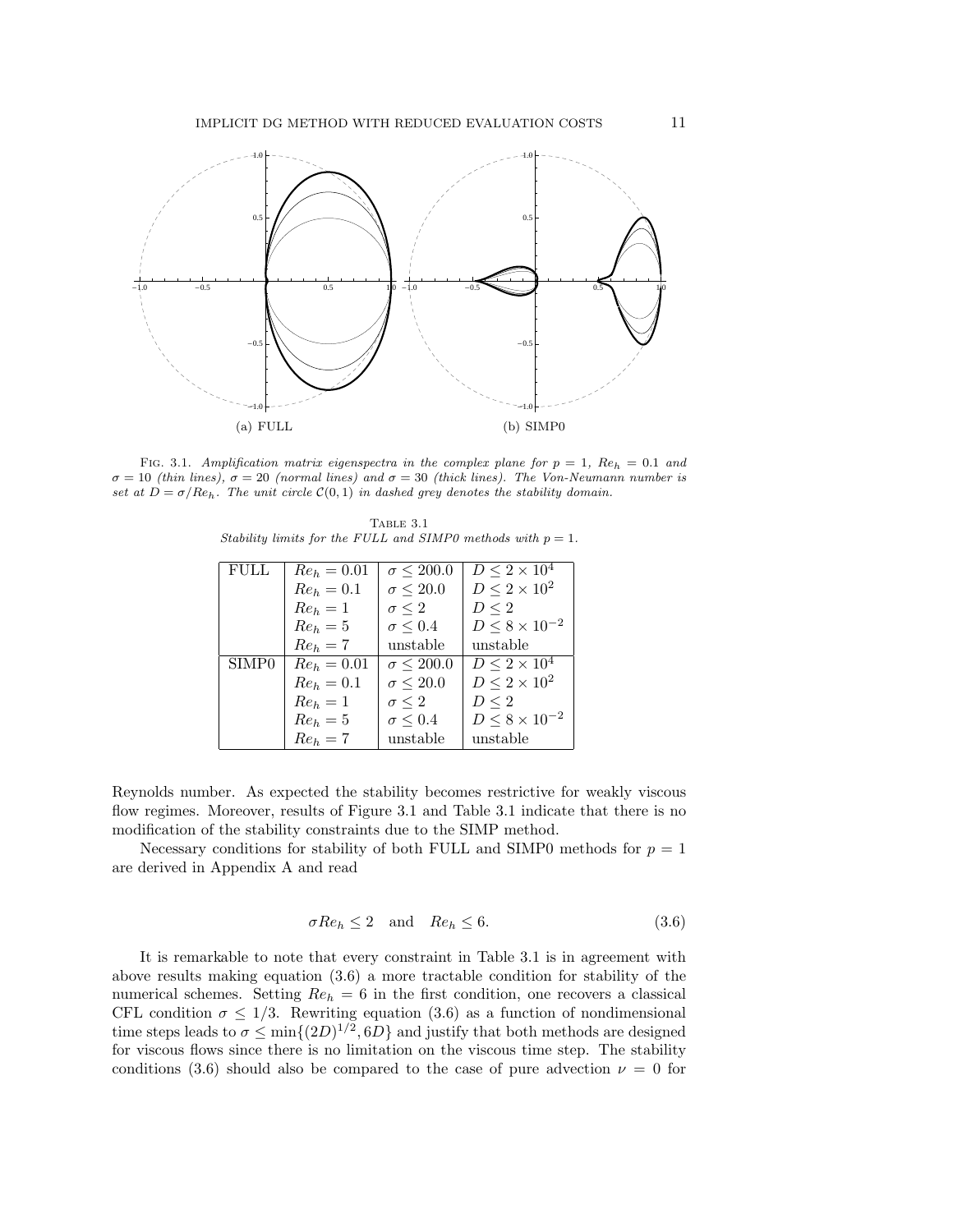(a) FULL

(b) SIMP0

FIG. 3.1. *Amplification matrix eigenspectra in the complex plane for $p = 1$, $Re_h = 0.1$ and $\sigma = 10$ (thin lines), $\sigma = 20$ (normal lines) and $\sigma = 30$ (thick lines). The Von-Neumann number is set at $D = \sigma/Re_h$. The unit circle $\mathcal{C}(0,1)$ in dashed grey denotes the stability domain.*

TABLE 3.1
*Stability limits for the FULL and SIMP0 methods with $p = 1$.*

| | | | |
|---|---|---|---|
| FULL | $Re_h = 0.01$ | $\sigma \leq 200.0$ | $D \leq 2 \times 10^4$ |
| | $Re_h = 0.1$ | $\sigma \leq 20.0$ | $D \leq 2 \times 10^2$ |
| | $Re_h = 1$ | $\sigma \leq 2$ | $D \leq 2$ |
| | $Re_h = 5$ | $\sigma \leq 0.4$ | $D \leq 8 \times 10^{-2}$ |
| | $Re_h = 7$ | unstable | unstable |
| SIMP0 | $Re_h = 0.01$ | $\sigma \leq 200.0$ | $D \leq 2 \times 10^4$ |
| | $Re_h = 0.1$ | $\sigma \leq 20.0$ | $D \leq 2 \times 10^2$ |
| | $Re_h = 1$ | $\sigma \leq 2$ | $D \leq 2$ |
| | $Re_h = 5$ | $\sigma \leq 0.4$ | $D \leq 8 \times 10^{-2}$ |
| | $Re_h = 7$ | unstable | unstable |

Reynolds number. As expected the stability becomes restrictive for weakly viscous flow regimes. Moreover, results of Figure 3.1 and Table 3.1 indicate that there is no modification of the stability constraints due to the SIMP method.

Necessary conditions for stability of both FULL and SIMP0 methods for $p = 1$ are derived in Appendix A and read

$$\sigma Re_h \leq 2 \quad \text{and} \quad Re_h \leq 6. \tag{3.6}$$

It is remarkable to note that every constraint in Table 3.1 is in agreement with above results making equation (3.6) a more tractable condition for stability of the numerical schemes. Setting $Re_h = 6$ in the first condition, one recovers a classical CFL condition $\sigma \leq 1/3$. Rewriting equation (3.6) as a function of nondimensional time steps leads to $\sigma \leq \min\{(2D)^{1/2}, 6D\}$ and justify that both methods are designed for viscous flows since there is no limitation on the viscous time step. The stability conditions (3.6) should also be compared to the case of pure advection $\nu = 0$ for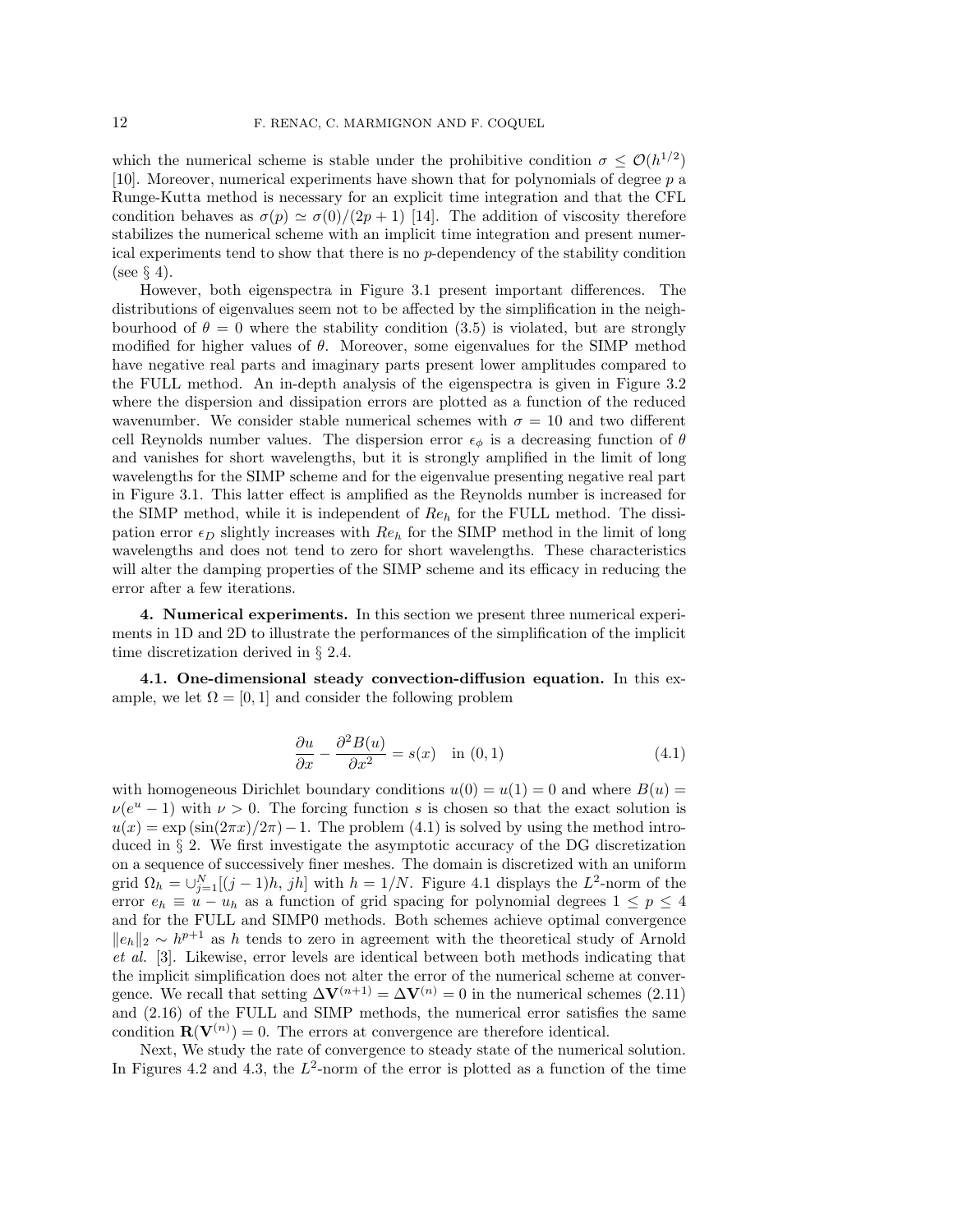which the numerical scheme is stable under the prohibitive condition $\sigma \leq \mathcal{O}(h^{1/2})$ [10]. Moreover, numerical experiments have shown that for polynomials of degree $p$ a Runge-Kutta method is necessary for an explicit time integration and that the CFL condition behaves as $\sigma(p) \simeq \sigma(0)/(2p+1)$ [14]. The addition of viscosity therefore stabilizes the numerical scheme with an implicit time integration and present numerical experiments tend to show that there is no $p$-dependency of the stability condition (see § 4).

However, both eigenspectra in Figure 3.1 present important differences. The distributions of eigenvalues seem not to be affected by the simplification in the neighbourhood of $\theta = 0$ where the stability condition (3.5) is violated, but are strongly modified for higher values of $\theta$. Moreover, some eigenvalues for the SIMP method have negative real parts and imaginary parts present lower amplitudes compared to the FULL method. An in-depth analysis of the eigenspectra is given in Figure 3.2 where the dispersion and dissipation errors are plotted as a function of the reduced wavenumber. We consider stable numerical schemes with $\sigma = 10$ and two different cell Reynolds number values. The dispersion error $\epsilon_\phi$ is a decreasing function of $\theta$ and vanishes for short wavelengths, but it is strongly amplified in the limit of long wavelengths for the SIMP scheme and for the eigenvalue presenting negative real part in Figure 3.1. This latter effect is amplified as the Reynolds number is increased for the SIMP method, while it is independent of $Re_h$ for the FULL method. The dissipation error $\epsilon_D$ slightly increases with $Re_h$ for the SIMP method in the limit of long wavelengths and does not tend to zero for short wavelengths. These characteristics will alter the damping properties of the SIMP scheme and its efficacy in reducing the error after a few iterations.

## 4. Numerical experiments.

In this section we present three numerical experiments in 1D and 2D to illustrate the performances of the simplification of the implicit time discretization derived in § 2.4.

### 4.1. One-dimensional steady convection-diffusion equation.

In this example, we let $\Omega = [0, 1]$ and consider the following problem

$$\frac{\partial u}{\partial x} - \frac{\partial^2 B(u)}{\partial x^2} = s(x) \quad \text{in } (0,1) \tag{4.1}$$

with homogeneous Dirichlet boundary conditions $u(0) = u(1) = 0$ and where $B(u) = \nu(e^u - 1)$ with $\nu > 0$. The forcing function $s$ is chosen so that the exact solution is $u(x) = \exp(\sin(2\pi x)/2\pi) - 1$. The problem (4.1) is solved by using the method introduced in § 2. We first investigate the asymptotic accuracy of the DG discretization on a sequence of successively finer meshes. The domain is discretized with an uniform grid $\Omega_h = \cup_{j=1}^N [(j-1)h, jh]$ with $h = 1/N$. Figure 4.1 displays the $L^2$-norm of the error $e_h \equiv u - u_h$ as a function of grid spacing for polynomial degrees $1 \leq p \leq 4$ and for the FULL and SIMP0 methods. Both schemes achieve optimal convergence $\|e_h\|_2 \sim h^{p+1}$ as $h$ tends to zero in agreement with the theoretical study of Arnold *et al.* [3]. Likewise, error levels are identical between both methods indicating that the implicit simplification does not alter the error of the numerical scheme at convergence. We recall that setting $\Delta \mathbf{V}^{(n+1)} = \Delta \mathbf{V}^{(n)} = 0$ in the numerical schemes (2.11) and (2.16) of the FULL and SIMP methods, the numerical error satisfies the same condition $\mathbf{R}(\mathbf{V}^{(n)}) = 0$. The errors at convergence are therefore identical.

Next, We study the rate of convergence to steady state of the numerical solution. In Figures 4.2 and 4.3, the $L^2$-norm of the error is plotted as a function of the time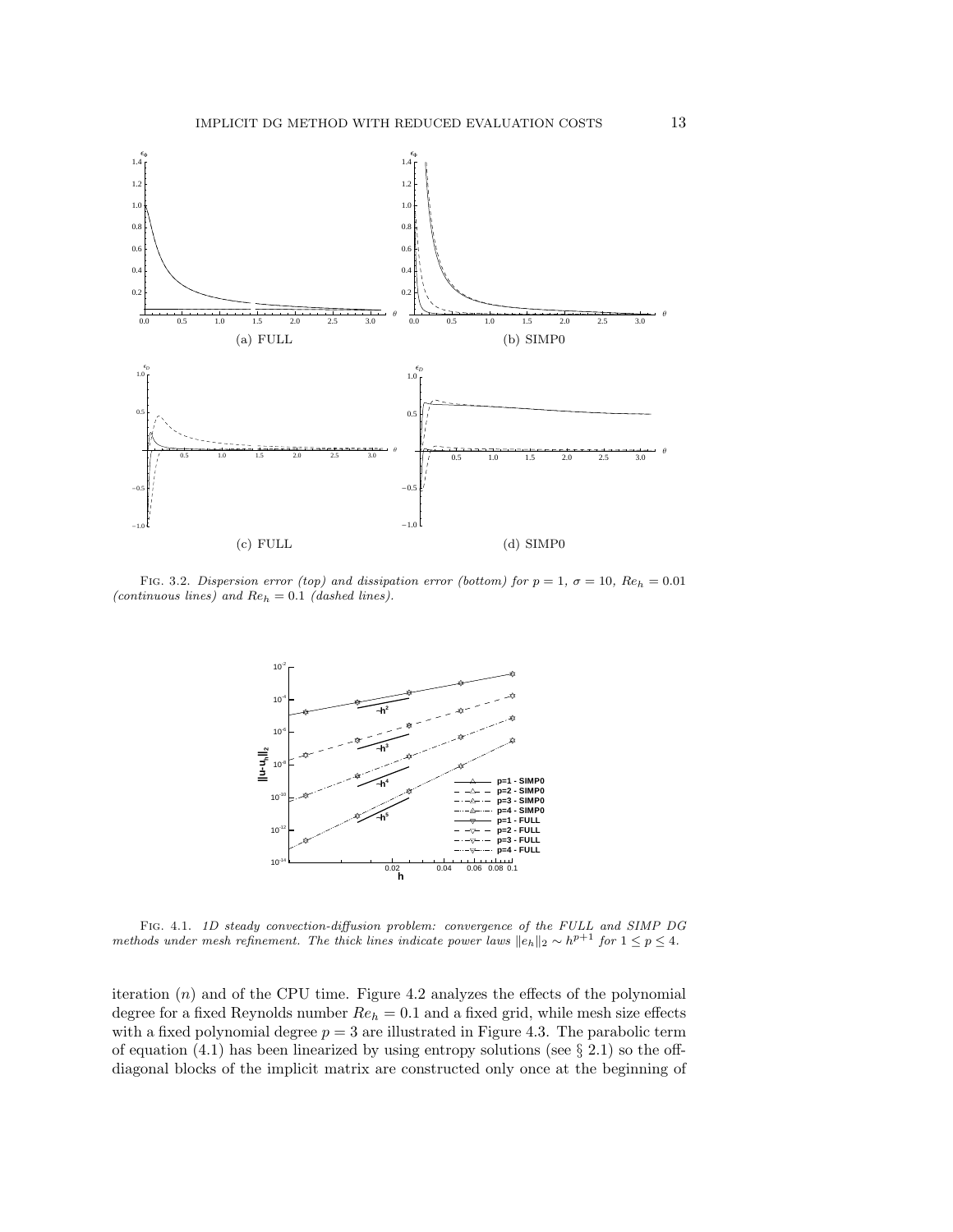(a) FULL

(b) SIMP0

(c) FULL

(d) SIMP0

FIG. 3.2. *Dispersion error (top) and dissipation error (bottom) for $p = 1$, $\sigma = 10$, $Re_h = 0.01$ (continuous lines) and $Re_h = 0.1$ (dashed lines).*

FIG. 4.1. *1D steady convection-diffusion problem: convergence of the FULL and SIMP DG methods under mesh refinement. The thick lines indicate power laws $\|e_h\|_2 \sim h^{p+1}$ for $1 \le p \le 4$.*

iteration $(n)$ and of the CPU time. Figure 4.2 analyzes the effects of the polynomial degree for a fixed Reynolds number $Re_h = 0.1$ and a fixed grid, while mesh size effects with a fixed polynomial degree $p = 3$ are illustrated in Figure 4.3. The parabolic term of equation (4.1) has been linearized by using entropy solutions (see § 2.1) so the off-diagonal blocks of the implicit matrix are constructed only once at the beginning of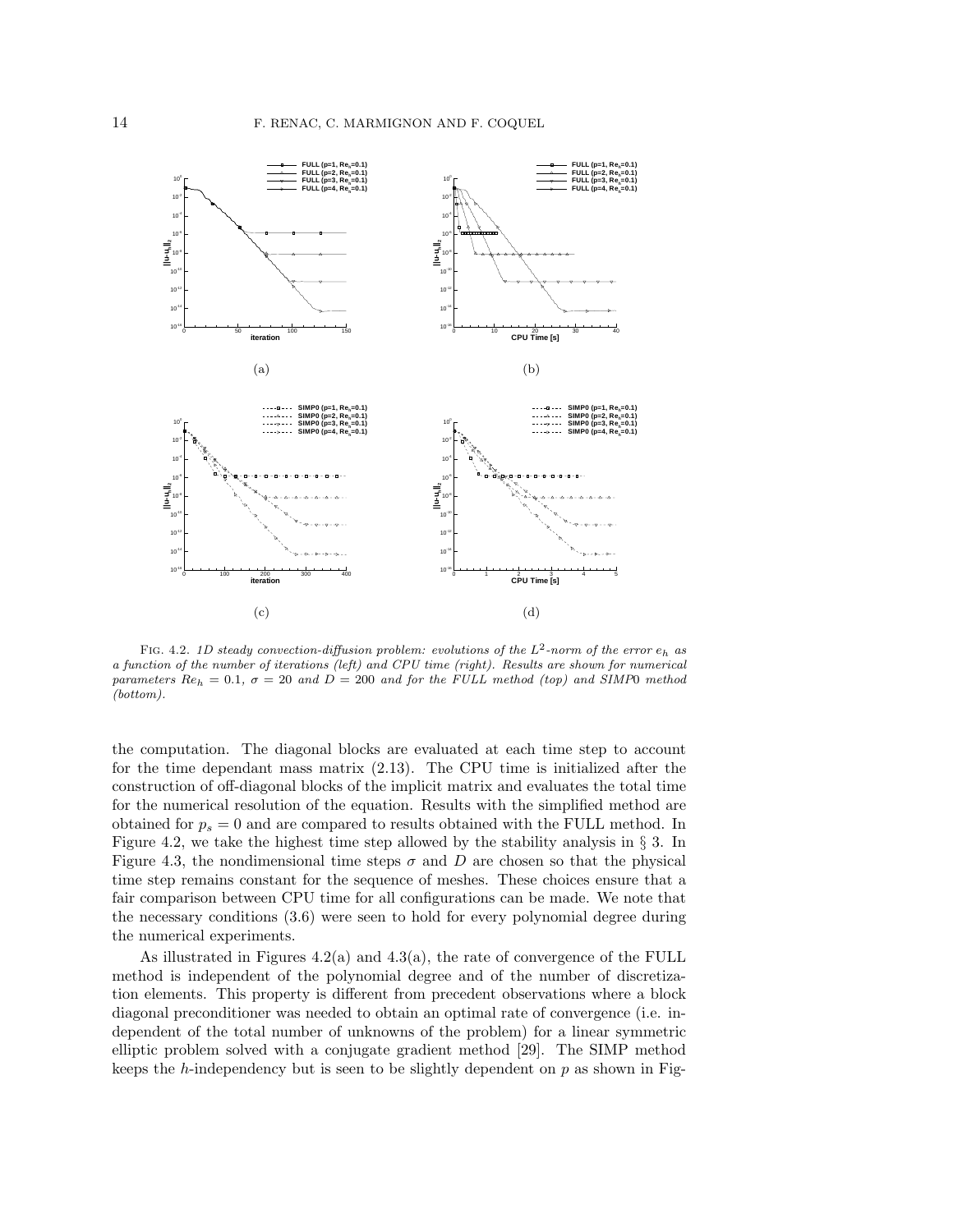Fig. 4.2. *1D steady convection-diffusion problem: evolutions of the $L^2$-norm of the error $e_h$ as a function of the number of iterations (left) and CPU time (right). Results are shown for numerical parameters $Re_h = 0.1$, $\sigma = 20$ and $D = 200$ and for the FULL method (top) and SIMP0 method (bottom).*

the computation. The diagonal blocks are evaluated at each time step to account for the time dependant mass matrix (2.13). The CPU time is initialized after the construction of off-diagonal blocks of the implicit matrix and evaluates the total time for the numerical resolution of the equation. Results with the simplified method are obtained for $p_s = 0$ and are compared to results obtained with the FULL method. In Figure 4.2, we take the highest time step allowed by the stability analysis in § 3. In Figure 4.3, the nondimensional time steps $\sigma$ and $D$ are chosen so that the physical time step remains constant for the sequence of meshes. These choices ensure that a fair comparison between CPU time for all configurations can be made. We note that the necessary conditions (3.6) were seen to hold for every polynomial degree during the numerical experiments.

As illustrated in Figures 4.2(a) and 4.3(a), the rate of convergence of the FULL method is independent of the polynomial degree and of the number of discretization elements. This property is different from precedent observations where a block diagonal preconditioner was needed to obtain an optimal rate of convergence (i.e. independent of the total number of unknowns of the problem) for a linear symmetric elliptic problem solved with a conjugate gradient method [29]. The SIMP method keeps the $h$-independency but is seen to be slightly dependent on $p$ as shown in Fig-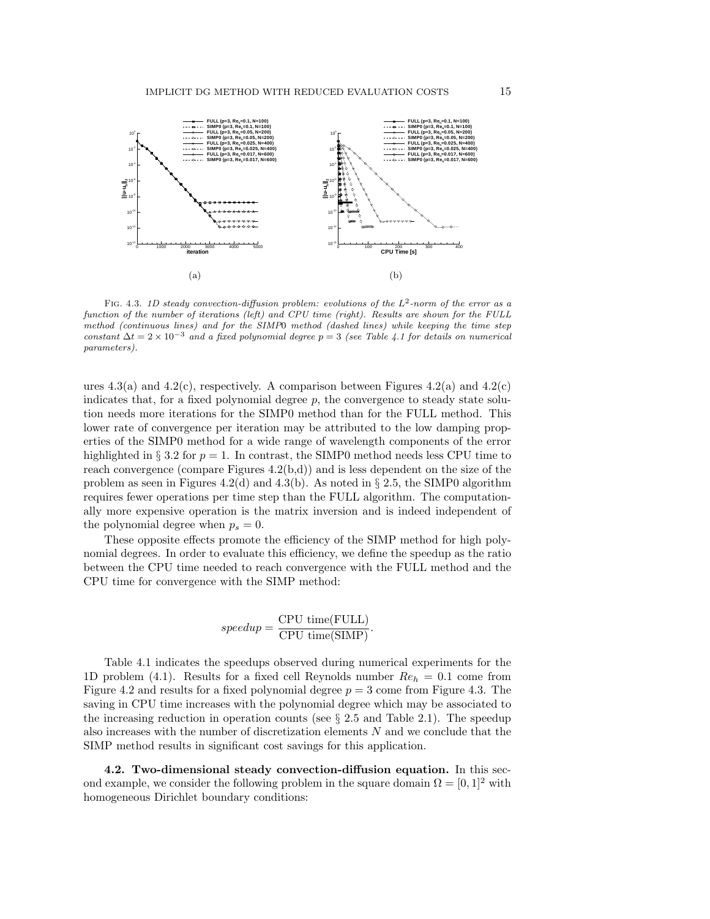(a) (b)

FIG. 4.3. *1D steady convection-diffusion problem: evolutions of the $L^2$-norm of the error as a function of the number of iterations (left) and CPU time (right). Results are shown for the FULL method (continuous lines) and for the SIMP0 method (dashed lines) while keeping the time step constant $\Delta t = 2 \times 10^{-3}$ and a fixed polynomial degree $p = 3$ (see Table 4.1 for details on numerical parameters).*

ures 4.3(a) and 4.2(c), respectively. A comparison between Figures 4.2(a) and 4.2(c) indicates that, for a fixed polynomial degree $p$, the convergence to steady state solution needs more iterations for the SIMP0 method than for the FULL method. This lower rate of convergence per iteration may be attributed to the low damping properties of the SIMP0 method for a wide range of wavelength components of the error highlighted in § 3.2 for $p = 1$. In contrast, the SIMP0 method needs less CPU time to reach convergence (compare Figures 4.2(b,d)) and is less dependent on the size of the problem as seen in Figures 4.2(d) and 4.3(b). As noted in § 2.5, the SIMP0 algorithm requires fewer operations per time step than the FULL algorithm. The computationally more expensive operation is the matrix inversion and is indeed independent of the polynomial degree when $p_s = 0$.

These opposite effects promote the efficiency of the SIMP method for high polynomial degrees. In order to evaluate this efficiency, we define the speedup as the ratio between the CPU time needed to reach convergence with the FULL method and the CPU time for convergence with the SIMP method:

$$speedup = \frac{\text{CPU time(FULL)}}{\text{CPU time(SIMP)}}.$$

Table 4.1 indicates the speedups observed during numerical experiments for the 1D problem (4.1). Results for a fixed cell Reynolds number $Re_h = 0.1$ come from Figure 4.2 and results for a fixed polynomial degree $p = 3$ come from Figure 4.3. The saving in CPU time increases with the polynomial degree which may be associated to the increasing reduction in operation counts (see § 2.5 and Table 2.1). The speedup also increases with the number of discretization elements $N$ and we conclude that the SIMP method results in significant cost savings for this application.

**4.2. Two-dimensional steady convection-diffusion equation.** In this second example, we consider the following problem in the square domain $\Omega = [0, 1]^2$ with homogeneous Dirichlet boundary conditions: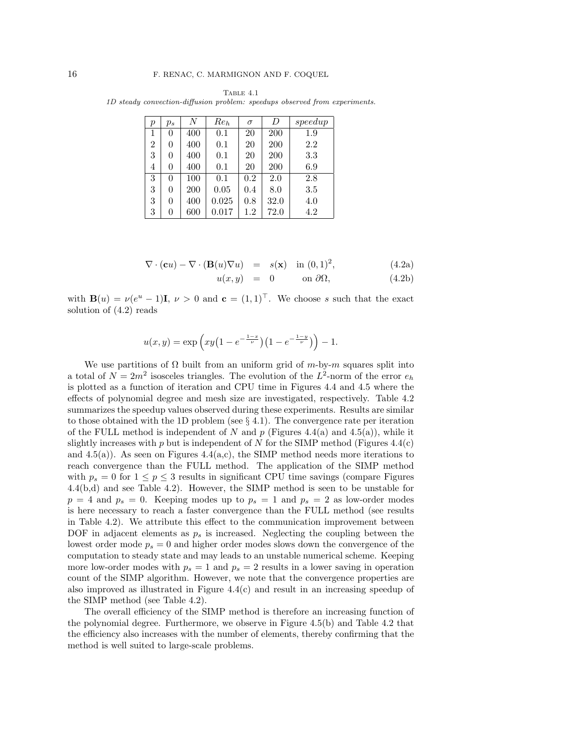Table 4.1
*1D steady convection-diffusion problem: speedups observed from experiments.*

| $p$ | $p_s$ | $N$ | $Re_h$ | $\sigma$ | $D$ | *speedup* |
|---|---|---|---|---|---|---|
| 1 | 0 | 400 | 0.1 | 20 | 200 | 1.9 |
| 2 | 0 | 400 | 0.1 | 20 | 200 | 2.2 |
| 3 | 0 | 400 | 0.1 | 20 | 200 | 3.3 |
| 4 | 0 | 400 | 0.1 | 20 | 200 | 6.9 |
| 3 | 0 | 100 | 0.1 | 0.2 | 2.0 | 2.8 |
| 3 | 0 | 200 | 0.05 | 0.4 | 8.0 | 3.5 |
| 3 | 0 | 400 | 0.025 | 0.8 | 32.0 | 4.0 |
| 3 | 0 | 600 | 0.017 | 1.2 | 72.0 | 4.2 |

$$\nabla \cdot (\mathbf{c}u) - \nabla \cdot (\mathbf{B}(u)\nabla u) \;=\; s(\mathbf{x}) \quad \text{in } (0,1)^2, \tag{4.2a}$$

$$u(x,y) \;=\; 0 \qquad \text{on } \partial\Omega, \tag{4.2b}$$

with $\mathbf{B}(u) = \nu(e^u - 1)\mathbf{I}$, $\nu > 0$ and $\mathbf{c} = (1,1)^\top$. We choose $s$ such that the exact solution of (4.2) reads

$$u(x,y) = \exp\Big(xy\big(1 - e^{-\frac{1-x}{\nu}}\big)\big(1 - e^{-\frac{1-y}{\nu}}\big)\Big) - 1.$$

We use partitions of $\Omega$ built from an uniform grid of $m$-by-$m$ squares split into a total of $N = 2m^2$ isosceles triangles. The evolution of the $L^2$-norm of the error $e_h$ is plotted as a function of iteration and CPU time in Figures 4.4 and 4.5 where the effects of polynomial degree and mesh size are investigated, respectively. Table 4.2 summarizes the speedup values observed during these experiments. Results are similar to those obtained with the 1D problem (see § 4.1). The convergence rate per iteration of the FULL method is independent of $N$ and $p$ (Figures 4.4(a) and 4.5(a)), while it slightly increases with $p$ but is independent of $N$ for the SIMP method (Figures 4.4(c) and 4.5(a)). As seen on Figures 4.4(a,c), the SIMP method needs more iterations to reach convergence than the FULL method. The application of the SIMP method with $p_s = 0$ for $1 \leq p \leq 3$ results in significant CPU time savings (compare Figures 4.4(b,d) and see Table 4.2). However, the SIMP method is seen to be unstable for $p = 4$ and $p_s = 0$. Keeping modes up to $p_s = 1$ and $p_s = 2$ as low-order modes is here necessary to reach a faster convergence than the FULL method (see results in Table 4.2). We attribute this effect to the communication improvement between DOF in adjacent elements as $p_s$ is increased. Neglecting the coupling between the lowest order mode $p_s = 0$ and higher order modes slows down the convergence of the computation to steady state and may leads to an unstable numerical scheme. Keeping more low-order modes with $p_s = 1$ and $p_s = 2$ results in a lower saving in operation count of the SIMP algorithm. However, we note that the convergence properties are also improved as illustrated in Figure 4.4(c) and result in an increasing speedup of the SIMP method (see Table 4.2).

The overall efficiency of the SIMP method is therefore an increasing function of the polynomial degree. Furthermore, we observe in Figure 4.5(b) and Table 4.2 that the efficiency also increases with the number of elements, thereby confirming that the method is well suited to large-scale problems.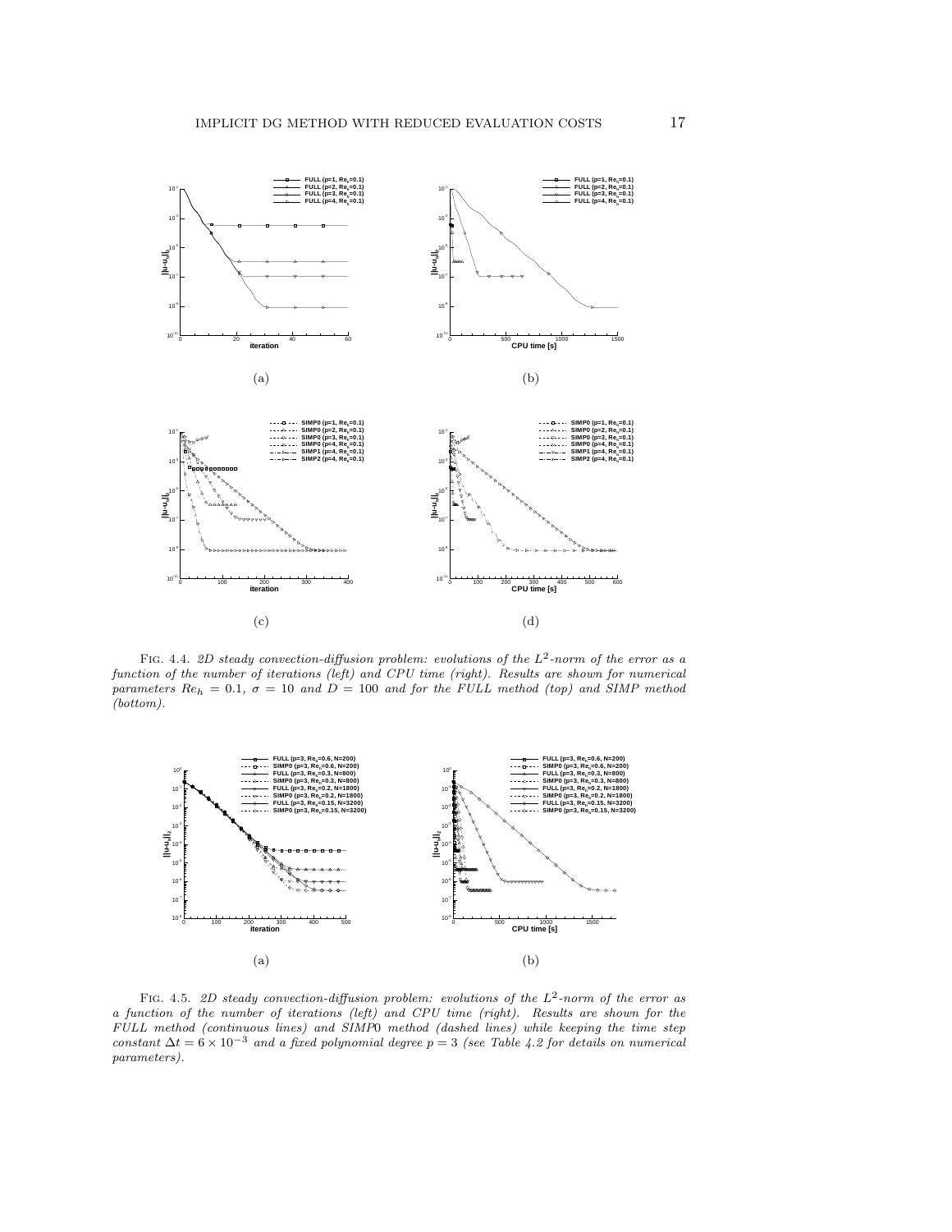FIG. 4.4. *2D steady convection-diffusion problem: evolutions of the $L^2$-norm of the error as a function of the number of iterations (left) and CPU time (right). Results are shown for numerical parameters $Re_h = 0.1$, $\sigma = 10$ and $D = 100$ and for the FULL method (top) and SIMP method (bottom).*

FIG. 4.5. *2D steady convection-diffusion problem: evolutions of the $L^2$-norm of the error as a function of the number of iterations (left) and CPU time (right). Results are shown for the FULL method (continuous lines) and SIMP0 method (dashed lines) while keeping the time step constant $\Delta t = 6 \times 10^{-3}$ and a fixed polynomial degree $p = 3$ (see Table 4.2 for details on numerical parameters).*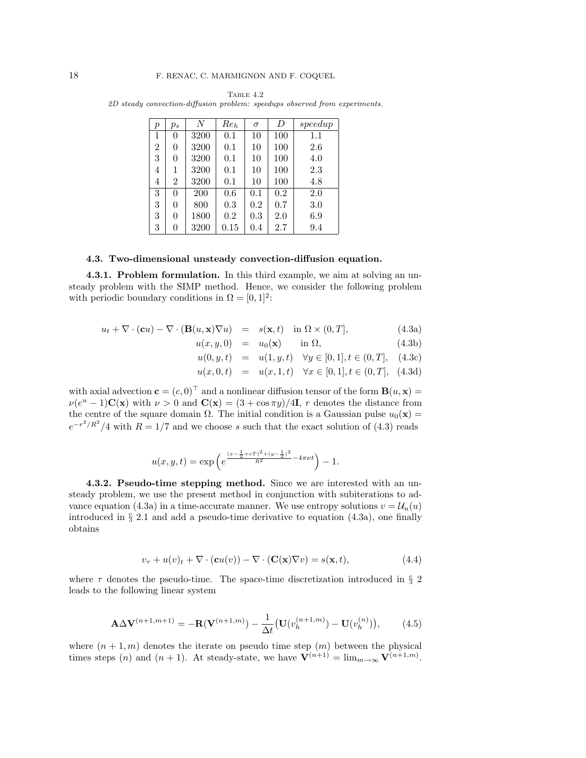Table 4.2
*2D steady convection-diffusion problem: speedups observed from experiments.*

| $p$ | $p_s$ | $N$ | $Re_h$ | $\sigma$ | $D$ | *speedup* |
|---|---|---|---|---|---|---|
| 1 | 0 | 3200 | 0.1 | 10 | 100 | 1.1 |
| 2 | 0 | 3200 | 0.1 | 10 | 100 | 2.6 |
| 3 | 0 | 3200 | 0.1 | 10 | 100 | 4.0 |
| 4 | 1 | 3200 | 0.1 | 10 | 100 | 2.3 |
| 4 | 2 | 3200 | 0.1 | 10 | 100 | 4.8 |
| 3 | 0 | 200 | 0.6 | 0.1 | 0.2 | 2.0 |
| 3 | 0 | 800 | 0.3 | 0.2 | 0.7 | 3.0 |
| 3 | 0 | 1800 | 0.2 | 0.3 | 2.0 | 6.9 |
| 3 | 0 | 3200 | 0.15 | 0.4 | 2.7 | 9.4 |

### 4.3. Two-dimensional unsteady convection-diffusion equation.

**4.3.1. Problem formulation.** In this third example, we aim at solving an unsteady problem with the SIMP method. Hence, we consider the following problem with periodic boundary conditions in $\Omega = [0,1]^2$:

$$
\begin{aligned}
u_t + \nabla\cdot(\mathbf{c}u) - \nabla\cdot(\mathbf{B}(u,\mathbf{x})\nabla u) &= s(\mathbf{x},t) \quad \text{in } \Omega\times(0,T], && (4.3a)\\
u(x,y,0) &= u_0(\mathbf{x}) \qquad \text{in } \Omega, && (4.3b)\\
u(0,y,t) &= u(1,y,t) \quad \forall y\in[0,1], t\in(0,T], && (4.3c)\\
u(x,0,t) &= u(x,1,t) \quad \forall x\in[0,1], t\in(0,T], && (4.3d)
\end{aligned}
$$

with axial advection $\mathbf{c} = (c,0)^\top$ and a nonlinear diffusion tensor of the form $\mathbf{B}(u,\mathbf{x}) = \nu(e^u-1)\mathbf{C}(\mathbf{x})$ with $\nu > 0$ and $\mathbf{C}(\mathbf{x}) = (3+\cos\pi y)/4\mathbf{I}$, $r$ denotes the distance from the centre of the square domain $\Omega$. The initial condition is a Gaussian pulse $u_0(\mathbf{x}) = e^{-r^2/R^2}/4$ with $R = 1/7$ and we choose $s$ such that the exact solution of (4.3) reads

$$
u(x,y,t) = \exp\Big(e^{\frac{(x-\frac{1}{2}+cT)^2+(y-\frac{1}{2})^2}{R^2}-4\pi\nu t}\Big) - 1.
$$

**4.3.2. Pseudo-time stepping method.** Since we are interested with an unsteady problem, we use the present method in conjunction with subiterations to advance equation (4.3a) in a time-accurate manner. We use entropy solutions $v = \mathcal{U}_u(u)$ introduced in § 2.1 and add a pseudo-time derivative to equation (4.3a), one finally obtains

$$
v_\tau + u(v)_t + \nabla\cdot(\mathbf{c}u(v)) - \nabla\cdot(\mathbf{C}(\mathbf{x})\nabla v) = s(\mathbf{x},t), \tag{4.4}
$$

where $\tau$ denotes the pseudo-time. The space-time discretization introduced in § 2 leads to the following linear system

$$
\mathbf{A}\Delta\mathbf{V}^{(n+1,m+1)} = -\mathbf{R}(\mathbf{V}^{(n+1,m)}) - \frac{1}{\Delta t}\big(\mathbf{U}(v_h^{(n+1,m)}) - \mathbf{U}(v_h^{(n)})\big), \tag{4.5}
$$

where $(n+1,m)$ denotes the iterate on pseudo time step $(m)$ between the physical times steps $(n)$ and $(n+1)$. At steady-state, we have $\mathbf{V}^{(n+1)} = \lim_{m\to\infty}\mathbf{V}^{(n+1,m)}$.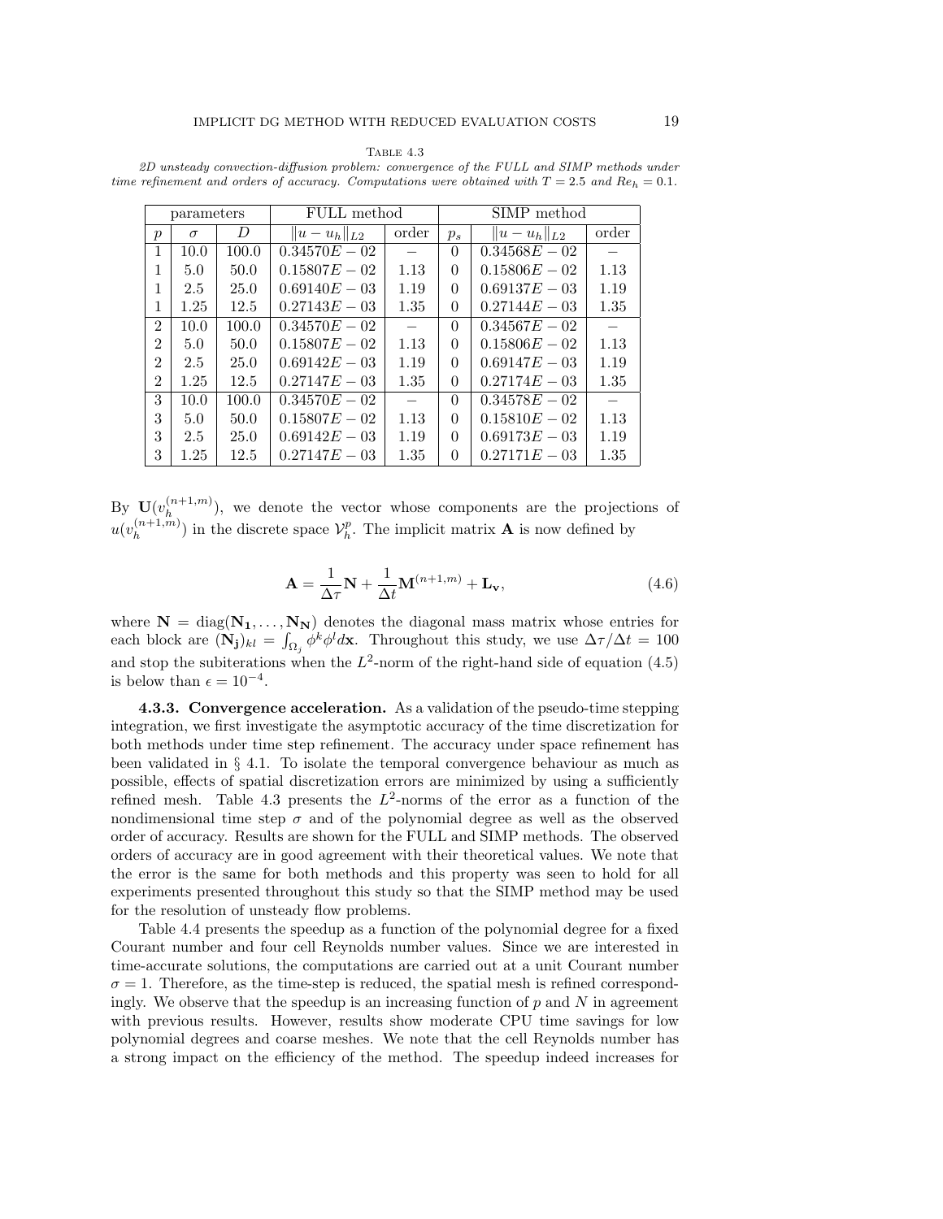Table 4.3
*2D unsteady convection-diffusion problem: convergence of the FULL and SIMP methods under time refinement and orders of accuracy. Computations were obtained with $T = 2.5$ and $Re_h = 0.1$.*

| parameters | | | FULL method | | SIMP method | | |
|---|---|---|---|---|---|---|---|
| $p$ | $\sigma$ | $D$ | $\|u - u_h\|_{L2}$ | order | $p_s$ | $\|u - u_h\|_{L2}$ | order |
| 1 | 10.0 | 100.0 | $0.34570E-02$ | – | 0 | $0.34568E-02$ | – |
| 1 | 5.0 | 50.0 | $0.15807E-02$ | 1.13 | 0 | $0.15806E-02$ | 1.13 |
| 1 | 2.5 | 25.0 | $0.69140E-03$ | 1.19 | 0 | $0.69137E-03$ | 1.19 |
| 1 | 1.25 | 12.5 | $0.27143E-03$ | 1.35 | 0 | $0.27144E-03$ | 1.35 |
| 2 | 10.0 | 100.0 | $0.34570E-02$ | – | 0 | $0.34567E-02$ | – |
| 2 | 5.0 | 50.0 | $0.15807E-02$ | 1.13 | 0 | $0.15806E-02$ | 1.13 |
| 2 | 2.5 | 25.0 | $0.69142E-03$ | 1.19 | 0 | $0.69147E-03$ | 1.19 |
| 2 | 1.25 | 12.5 | $0.27147E-03$ | 1.35 | 0 | $0.27174E-03$ | 1.35 |
| 3 | 10.0 | 100.0 | $0.34570E-02$ | – | 0 | $0.34578E-02$ | – |
| 3 | 5.0 | 50.0 | $0.15807E-02$ | 1.13 | 0 | $0.15810E-02$ | 1.13 |
| 3 | 2.5 | 25.0 | $0.69142E-03$ | 1.19 | 0 | $0.69173E-03$ | 1.19 |
| 3 | 1.25 | 12.5 | $0.27147E-03$ | 1.35 | 0 | $0.27171E-03$ | 1.35 |

By $\mathbf{U}(v_h^{(n+1,m)})$, we denote the vector whose components are the projections of $u(v_h^{(n+1,m)})$ in the discrete space $\mathcal{V}_h^p$. The implicit matrix $\mathbf{A}$ is now defined by

$$\mathbf{A} = \frac{1}{\Delta\tau}\mathbf{N} + \frac{1}{\Delta t}\mathbf{M}^{(n+1,m)} + \mathbf{L_v}, \tag{4.6}$$

where $\mathbf{N} = \mathrm{diag}(\mathbf{N_1}, \ldots, \mathbf{N_N})$ denotes the diagonal mass matrix whose entries for each block are $(\mathbf{N_j})_{kl} = \int_{\Omega_j} \phi^k \phi^l d\mathbf{x}$. Throughout this study, we use $\Delta\tau/\Delta t = 100$ and stop the subiterations when the $L^2$-norm of the right-hand side of equation (4.5) is below than $\epsilon = 10^{-4}$.

**4.3.3. Convergence acceleration.** As a validation of the pseudo-time stepping integration, we first investigate the asymptotic accuracy of the time discretization for both methods under time step refinement. The accuracy under space refinement has been validated in § 4.1. To isolate the temporal convergence behaviour as much as possible, effects of spatial discretization errors are minimized by using a sufficiently refined mesh. Table 4.3 presents the $L^2$-norms of the error as a function of the nondimensional time step $\sigma$ and of the polynomial degree as well as the observed order of accuracy. Results are shown for the FULL and SIMP methods. The observed orders of accuracy are in good agreement with their theoretical values. We note that the error is the same for both methods and this property was seen to hold for all experiments presented throughout this study so that the SIMP method may be used for the resolution of unsteady flow problems.

Table 4.4 presents the speedup as a function of the polynomial degree for a fixed Courant number and four cell Reynolds number values. Since we are interested in time-accurate solutions, the computations are carried out at a unit Courant number $\sigma = 1$. Therefore, as the time-step is reduced, the spatial mesh is refined correspondingly. We observe that the speedup is an increasing function of $p$ and $N$ in agreement with previous results. However, results show moderate CPU time savings for low polynomial degrees and coarse meshes. We note that the cell Reynolds number has a strong impact on the efficiency of the method. The speedup indeed increases for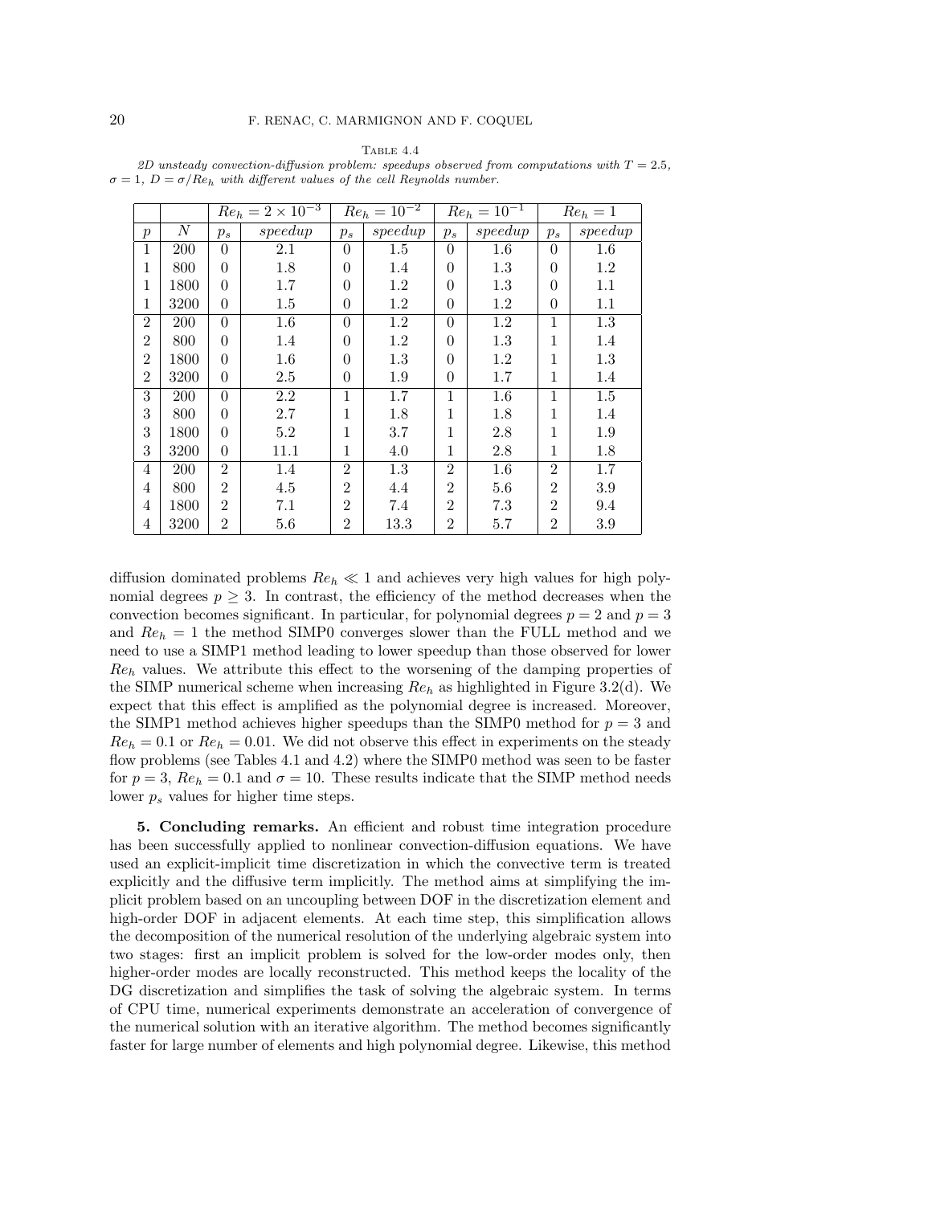Table 4.4

*2D unsteady convection-diffusion problem: speedups observed from computations with $T = 2.5$, $\sigma = 1$, $D = \sigma/Re_h$ with different values of the cell Reynolds number.*

| | | $Re_h = 2\times 10^{-3}$ | | $Re_h = 10^{-2}$ | | $Re_h = 10^{-1}$ | | $Re_h = 1$ | |
|---|---|---|---|---|---|---|---|---|---|
| $p$ | $N$ | $p_s$ | *speedup* | $p_s$ | *speedup* | $p_s$ | *speedup* | $p_s$ | *speedup* |
| 1 | 200 | 0 | 2.1 | 0 | 1.5 | 0 | 1.6 | 0 | 1.6 |
| 1 | 800 | 0 | 1.8 | 0 | 1.4 | 0 | 1.3 | 0 | 1.2 |
| 1 | 1800 | 0 | 1.7 | 0 | 1.2 | 0 | 1.3 | 0 | 1.1 |
| 1 | 3200 | 0 | 1.5 | 0 | 1.2 | 0 | 1.2 | 0 | 1.1 |
| 2 | 200 | 0 | 1.6 | 0 | 1.2 | 0 | 1.2 | 1 | 1.3 |
| 2 | 800 | 0 | 1.4 | 0 | 1.2 | 0 | 1.3 | 1 | 1.4 |
| 2 | 1800 | 0 | 1.6 | 0 | 1.3 | 0 | 1.2 | 1 | 1.3 |
| 2 | 3200 | 0 | 2.5 | 0 | 1.9 | 0 | 1.7 | 1 | 1.4 |
| 3 | 200 | 0 | 2.2 | 1 | 1.7 | 1 | 1.6 | 1 | 1.5 |
| 3 | 800 | 0 | 2.7 | 1 | 1.8 | 1 | 1.8 | 1 | 1.4 |
| 3 | 1800 | 0 | 5.2 | 1 | 3.7 | 1 | 2.8 | 1 | 1.9 |
| 3 | 3200 | 0 | 11.1 | 1 | 4.0 | 1 | 2.8 | 1 | 1.8 |
| 4 | 200 | 2 | 1.4 | 2 | 1.3 | 2 | 1.6 | 2 | 1.7 |
| 4 | 800 | 2 | 4.5 | 2 | 4.4 | 2 | 5.6 | 2 | 3.9 |
| 4 | 1800 | 2 | 7.1 | 2 | 7.4 | 2 | 7.3 | 2 | 9.4 |
| 4 | 3200 | 2 | 5.6 | 2 | 13.3 | 2 | 5.7 | 2 | 3.9 |

diffusion dominated problems $Re_h \ll 1$ and achieves very high values for high polynomial degrees $p \geq 3$. In contrast, the efficiency of the method decreases when the convection becomes significant. In particular, for polynomial degrees $p = 2$ and $p = 3$ and $Re_h = 1$ the method SIMP0 converges slower than the FULL method and we need to use a SIMP1 method leading to lower speedup than those observed for lower $Re_h$ values. We attribute this effect to the worsening of the damping properties of the SIMP numerical scheme when increasing $Re_h$ as highlighted in Figure 3.2(d). We expect that this effect is amplified as the polynomial degree is increased. Moreover, the SIMP1 method achieves higher speedups than the SIMP0 method for $p = 3$ and $Re_h = 0.1$ or $Re_h = 0.01$. We did not observe this effect in experiments on the steady flow problems (see Tables 4.1 and 4.2) where the SIMP0 method was seen to be faster for $p = 3$, $Re_h = 0.1$ and $\sigma = 10$. These results indicate that the SIMP method needs lower $p_s$ values for higher time steps.

**5. Concluding remarks.** An efficient and robust time integration procedure has been successfully applied to nonlinear convection-diffusion equations. We have used an explicit-implicit time discretization in which the convective term is treated explicitly and the diffusive term implicitly. The method aims at simplifying the implicit problem based on an uncoupling between DOF in the discretization element and high-order DOF in adjacent elements. At each time step, this simplification allows the decomposition of the numerical resolution of the underlying algebraic system into two stages: first an implicit problem is solved for the low-order modes only, then higher-order modes are locally reconstructed. This method keeps the locality of the DG discretization and simplifies the task of solving the algebraic system. In terms of CPU time, numerical experiments demonstrate an acceleration of convergence of the numerical solution with an iterative algorithm. The method becomes significantly faster for large number of elements and high polynomial degree. Likewise, this method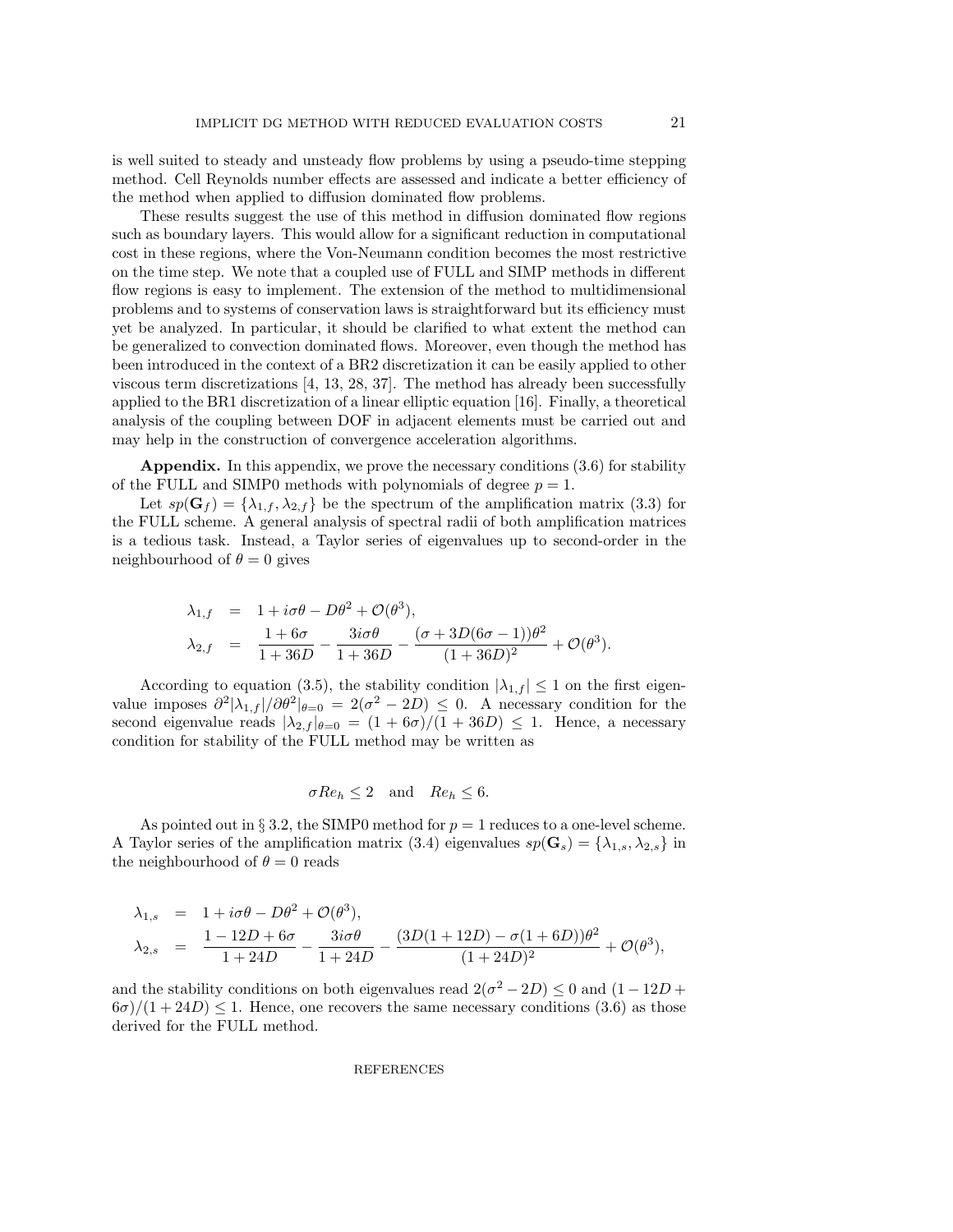is well suited to steady and unsteady flow problems by using a pseudo-time stepping method. Cell Reynolds number effects are assessed and indicate a better efficiency of the method when applied to diffusion dominated flow problems.

These results suggest the use of this method in diffusion dominated flow regions such as boundary layers. This would allow for a significant reduction in computational cost in these regions, where the Von-Neumann condition becomes the most restrictive on the time step. We note that a coupled use of FULL and SIMP methods in different flow regions is easy to implement. The extension of the method to multidimensional problems and to systems of conservation laws is straightforward but its efficiency must yet be analyzed. In particular, it should be clarified to what extent the method can be generalized to convection dominated flows. Moreover, even though the method has been introduced in the context of a BR2 discretization it can be easily applied to other viscous term discretizations [4, 13, 28, 37]. The method has already been successfully applied to the BR1 discretization of a linear elliptic equation [16]. Finally, a theoretical analysis of the coupling between DOF in adjacent elements must be carried out and may help in the construction of convergence acceleration algorithms.

**Appendix.** In this appendix, we prove the necessary conditions (3.6) for stability of the FULL and SIMP0 methods with polynomials of degree $p = 1$.

Let $sp(\mathbf{G}_f) = \{\lambda_{1,f}, \lambda_{2,f}\}$ be the spectrum of the amplification matrix (3.3) for the FULL scheme. A general analysis of spectral radii of both amplification matrices is a tedious task. Instead, a Taylor series of eigenvalues up to second-order in the neighbourhood of $\theta = 0$ gives

$$
\begin{aligned}
\lambda_{1,f} &= 1 + i\sigma\theta - D\theta^2 + \mathcal{O}(\theta^3), \\
\lambda_{2,f} &= \frac{1+6\sigma}{1+36D} - \frac{3i\sigma\theta}{1+36D} - \frac{(\sigma + 3D(6\sigma - 1))\theta^2}{(1+36D)^2} + \mathcal{O}(\theta^3).
\end{aligned}
$$

According to equation (3.5), the stability condition $|\lambda_{1,f}| \leq 1$ on the first eigenvalue imposes $\partial^2|\lambda_{1,f}|/\partial\theta^2|_{\theta=0} = 2(\sigma^2 - 2D) \leq 0$. A necessary condition for the second eigenvalue reads $|\lambda_{2,f}|_{\theta=0} = (1+6\sigma)/(1+36D) \leq 1$. Hence, a necessary condition for stability of the FULL method may be written as

$$
\sigma Re_h \leq 2 \quad \text{and} \quad Re_h \leq 6.
$$

As pointed out in § 3.2, the SIMP0 method for $p = 1$ reduces to a one-level scheme. A Taylor series of the amplification matrix (3.4) eigenvalues $sp(\mathbf{G}_s) = \{\lambda_{1,s}, \lambda_{2,s}\}$ in the neighbourhood of $\theta = 0$ reads

$$
\begin{aligned}
\lambda_{1,s} &= 1 + i\sigma\theta - D\theta^2 + \mathcal{O}(\theta^3), \\
\lambda_{2,s} &= \frac{1-12D+6\sigma}{1+24D} - \frac{3i\sigma\theta}{1+24D} - \frac{(3D(1+12D) - \sigma(1+6D))\theta^2}{(1+24D)^2} + \mathcal{O}(\theta^3),
\end{aligned}
$$

and the stability conditions on both eigenvalues read $2(\sigma^2 - 2D) \leq 0$ and $(1 - 12D + 6\sigma)/(1+24D) \leq 1$. Hence, one recovers the same necessary conditions (3.6) as those derived for the FULL method.

REFERENCES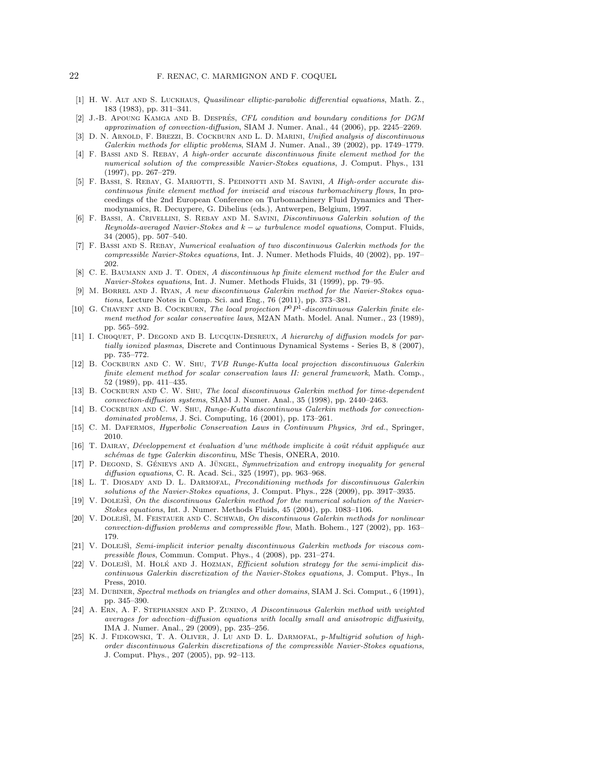[1] H. W. Alt and S. Luckhaus, *Quasilinear elliptic-parabolic differential equations*, Math. Z., 183 (1983), pp. 311–341.

[2] J.-B. Apoung Kamga and B. Després, *CFL condition and boundary conditions for DGM approximation of convection-diffusion*, SIAM J. Numer. Anal., 44 (2006), pp. 2245–2269.

[3] D. N. Arnold, F. Brezzi, B. Cockburn and L. D. Marini, *Unified analysis of discontinuous Galerkin methods for elliptic problems*, SIAM J. Numer. Anal., 39 (2002), pp. 1749–1779.

[4] F. Bassi and S. Rebay, *A high-order accurate discontinuous finite element method for the numerical solution of the compressible Navier-Stokes equations*, J. Comput. Phys., 131 (1997), pp. 267–279.

[5] F. Bassi, S. Rebay, G. Mariotti, S. Pedinotti and M. Savini, *A High-order accurate discontinuous finite element method for inviscid and viscous turbomachinery flows*, In proceedings of the 2nd European Conference on Turbomachinery Fluid Dynamics and Thermodynamics, R. Decuypere, G. Dibelius (eds.), Antwerpen, Belgium, 1997.

[6] F. Bassi, A. Crivellini, S. Rebay and M. Savini, *Discontinuous Galerkin solution of the Reynolds-averaged Navier-Stokes and $k-\omega$ turbulence model equations*, Comput. Fluids, 34 (2005), pp. 507–540.

[7] F. Bassi and S. Rebay, *Numerical evaluation of two discontinuous Galerkin methods for the compressible Navier-Stokes equations*, Int. J. Numer. Methods Fluids, 40 (2002), pp. 197–202.

[8] C. E. Baumann and J. T. Oden, *A discontinuous hp finite element method for the Euler and Navier-Stokes equations*, Int. J. Numer. Methods Fluids, 31 (1999), pp. 79–95.

[9] M. Borrel and J. Ryan, *A new discontinuous Galerkin method for the Navier-Stokes equations*, Lecture Notes in Comp. Sci. and Eng., 76 (2011), pp. 373–381.

[10] G. Chavent and B. Cockburn, *The local projection $P^0P^1$-discontinuous Galerkin finite element method for scalar conservative laws*, M2AN Math. Model. Anal. Numer., 23 (1989), pp. 565–592.

[11] I. Choquet, P. Degond and B. Lucquin-Desreux, *A hierarchy of diffusion models for partially ionized plasmas*, Discrete and Continuous Dynamical Systems - Series B, 8 (2007), pp. 735–772.

[12] B. Cockburn and C. W. Shu, *TVB Runge-Kutta local projection discontinuous Galerkin finite element method for scalar conservation laws II: general framework*, Math. Comp., 52 (1989), pp. 411–435.

[13] B. Cockburn and C. W. Shu, *The local discontinuous Galerkin method for time-dependent convection-diffusion systems*, SIAM J. Numer. Anal., 35 (1998), pp. 2440–2463.

[14] B. Cockburn and C. W. Shu, *Runge-Kutta discontinuous Galerkin methods for convection-dominated problems*, J. Sci. Computing, 16 (2001), pp. 173–261.

[15] C. M. Dafermos, *Hyperbolic Conservation Laws in Continuum Physics, 3rd ed.*, Springer, 2010.

[16] T. Dairay, *Développement et évaluation d'une méthode implicite à coût réduit appliquée aux schémas de type Galerkin discontinu*, MSc Thesis, ONERA, 2010.

[17] P. Degond, S. Génieys and A. Jüngel, *Symmetrization and entropy inequality for general diffusion equations*, C. R. Acad. Sci., 325 (1997), pp. 963–968.

[18] L. T. Diosady and D. L. Darmofal, *Preconditioning methods for discontinuous Galerkin solutions of the Navier-Stokes equations*, J. Comput. Phys., 228 (2009), pp. 3917–3935.

[19] V. Dolejšì, *On the discontinuous Galerkin method for the numerical solution of the Navier-Stokes equations*, Int. J. Numer. Methods Fluids, 45 (2004), pp. 1083–1106.

[20] V. Dolejšì, M. Feistauer and C. Schwab, *On discontinuous Galerkin methods for nonlinear convection-diffusion problems and compressible flow*, Math. Bohem., 127 (2002), pp. 163–179.

[21] V. Dolejšì, *Semi-implicit interior penalty discontinuous Galerkin methods for viscous compressible flows*, Commun. Comput. Phys., 4 (2008), pp. 231–274.

[22] V. Dolejšì, M. Holḱ and J. Hozman, *Efficient solution strategy for the semi-implicit discontinuous Galerkin discretization of the Navier-Stokes equations*, J. Comput. Phys., In Press, 2010.

[23] M. Dubiner, *Spectral methods on triangles and other domains*, SIAM J. Sci. Comput., 6 (1991), pp. 345–390.

[24] A. Ern, A. F. Stephansen and P. Zunino, *A Discontinuous Galerkin method with weighted averages for advection–diffusion equations with locally small and anisotropic diffusivity*, IMA J. Numer. Anal., 29 (2009), pp. 235–256.

[25] K. J. Fidkowski, T. A. Oliver, J. Lu and D. L. Darmofal, *p-Multigrid solution of high-order discontinuous Galerkin discretizations of the compressible Navier-Stokes equations*, J. Comput. Phys., 207 (2005), pp. 92–113.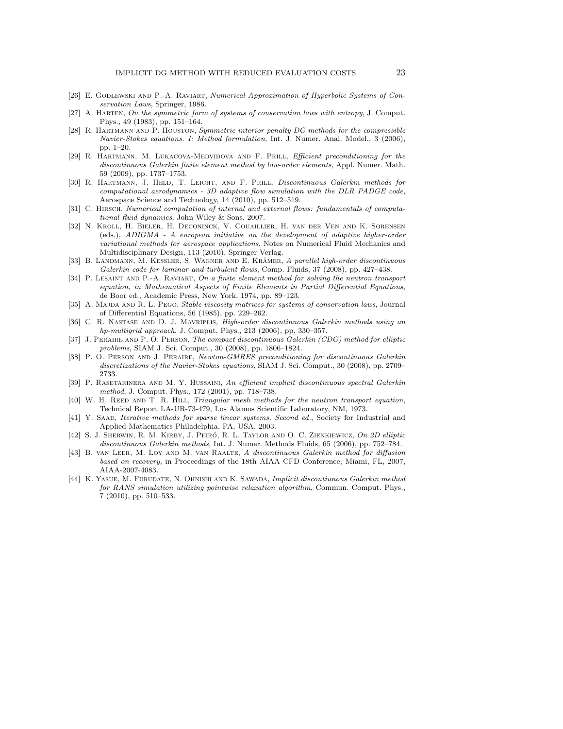[26] E. Godlewski and P.-A. Raviart, *Numerical Approximation of Hyperbolic Systems of Conservation Laws*, Springer, 1986.

[27] A. Harten, *On the symmetric form of systems of conservation laws with entropy*, J. Comput. Phys., 49 (1983), pp. 151–164.

[28] R. Hartmann and P. Houston, *Symmetric interior penalty DG methods for the compressible Navier-Stokes equations. I: Method formulation*, Int. J. Numer. Anal. Model., 3 (2006), pp. 1–20.

[29] R. Hartmann, M. Lukacova-Medvidova and F. Prill, *Efficient preconditioning for the discontinuous Galerkin finite element method by low-order elements*, Appl. Numer. Math. 59 (2009), pp. 1737–1753.

[30] R. Hartmann, J. Held, T. Leicht, and F. Prill, *Discontinuous Galerkin methods for computational aerodynamics - 3D adaptive flow simulation with the DLR PADGE code*, Aerospace Science and Technology, 14 (2010), pp. 512–519.

[31] C. Hirsch, *Numerical computation of internal and external flows: fundamentals of computational fluid dynamics*, John Wiley & Sons, 2007.

[32] N. Kroll, H. Bieler, H. Deconinck, V. Couaillier, H. van der Ven and K. Sorensen (eds.), *ADIGMA - A european initiative on the development of adaptive higher-order variational methods for aerospace applications*, Notes on Numerical Fluid Mechanics and Multidisciplinary Design, 113 (2010), Springer Verlag.

[33] B. Landmann, M. Kessler, S. Wagner and E. Krämer, *A parallel high-order discontinuous Galerkin code for laminar and turbulent flows*, Comp. Fluids, 37 (2008), pp. 427–438.

[34] P. Lesaint and P.-A. Raviart, *On a finite element method for solving the neutron transport equation, in Mathematical Aspects of Finite Elements in Partial Differential Equations*, de Boor ed., Academic Press, New York, 1974, pp. 89–123.

[35] A. Majda and R. L. Pego, *Stable viscosity matrices for systems of conservation laws*, Journal of Differential Equations, 56 (1985), pp. 229–262.

[36] C. R. Nastase and D. J. Mavriplis, *High-order discontinuous Galerkin methods using an hp-multigrid approach*, J. Comput. Phys., 213 (2006), pp. 330–357.

[37] J. Peraire and P. O. Person, *The compact discontinuous Galerkin (CDG) method for elliptic problems*, SIAM J. Sci. Comput., 30 (2008), pp. 1806–1824.

[38] P. O. Person and J. Peraire, *Newton-GMRES preconditioning for discontinuous Galerkin discretizations of the Navier-Stokes equations*, SIAM J. Sci. Comput., 30 (2008), pp. 2709–2733.

[39] P. Rasetarinera and M. Y. Hussaini, *An efficient implicit discontinuous spectral Galerkin method*, J. Comput. Phys., 172 (2001), pp. 718–738.

[40] W. H. Reed and T. R. Hill, *Triangular mesh methods for the neutron transport equation*, Technical Report LA-UR-73-479, Los Alamos Scientific Laboratory, NM, 1973.

[41] Y. Saad, *Iterative methods for sparse linear systems, Second ed.*, Society for Industrial and Applied Mathematics Philadelphia, PA, USA, 2003.

[42] S. J. Sherwin, R. M. Kirby, J. Peiró, R. L. Taylor and O. C. Zienkiewicz, *On 2D elliptic discontinuous Galerkin methods*, Int. J. Numer. Methods Fluids, 65 (2006), pp. 752–784.

[43] B. van Leer, M. Loy and M. van Raalte, *A discontinuous Galerkin method for diffusion based on recovery*, in Proceedings of the 18th AIAA CFD Conference, Miami, FL, 2007, AIAA-2007-4083.

[44] K. Yasue, M. Furudate, N. Ohnishi and K. Sawada, *Implicit discontiunous Galerkin method for RANS simulation utilizing pointwise relaxation algorithm*, Commun. Comput. Phys., 7 (2010), pp. 510–533.